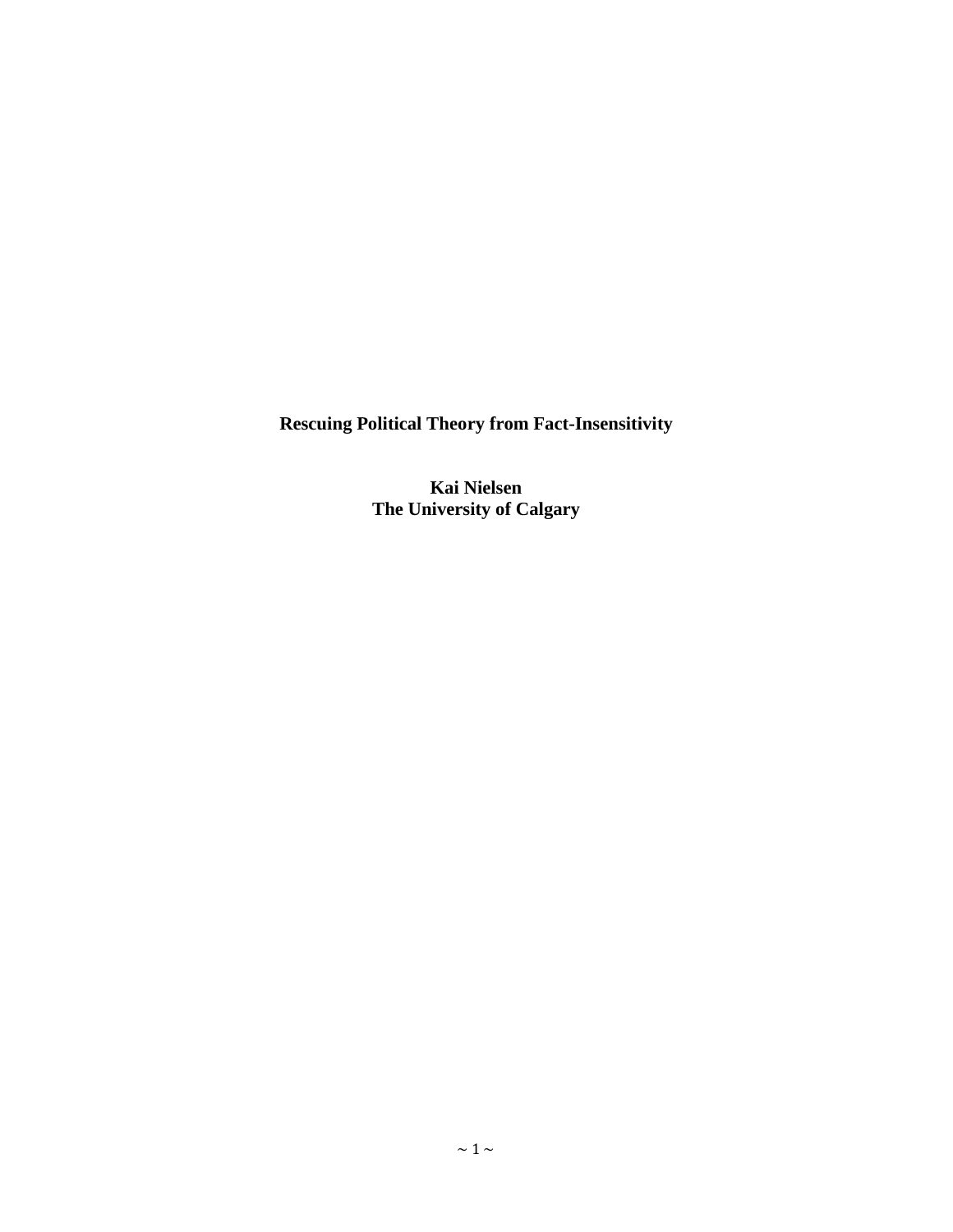# Rescuing Political Theory from Fact-Insensitivity

**Kai Nielsen**
**The University of Calgary**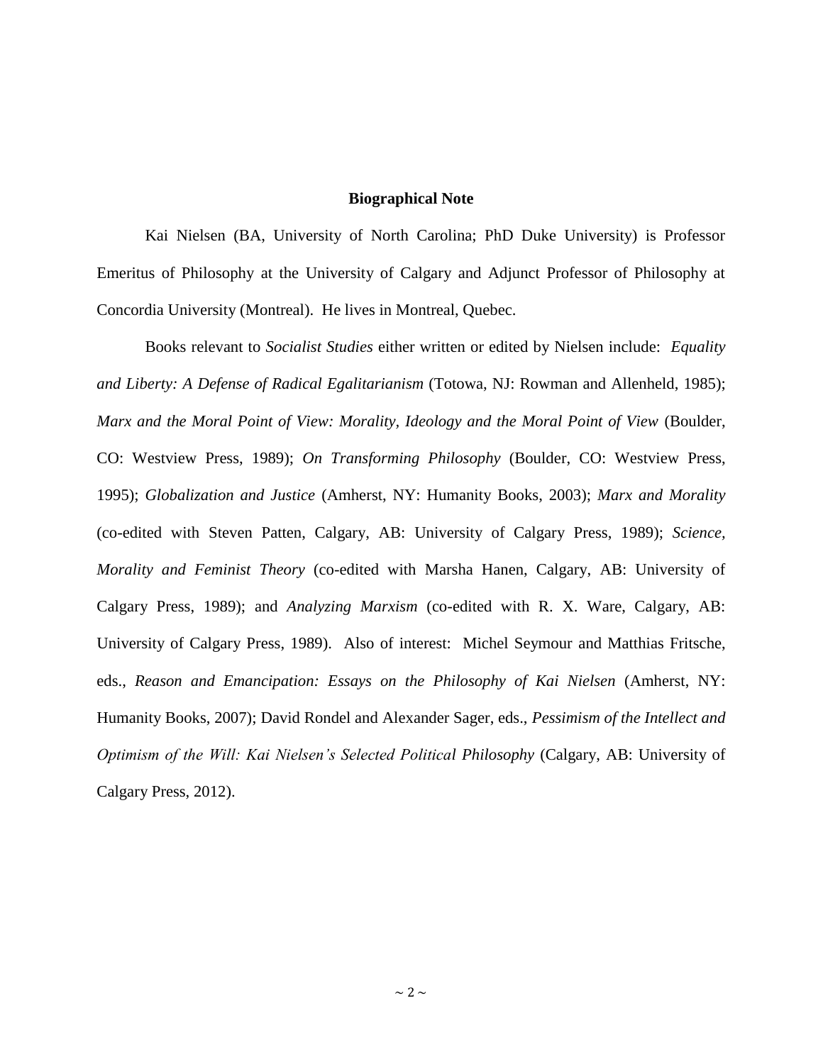**Biographical Note**

Kai Nielsen (BA, University of North Carolina; PhD Duke University) is Professor Emeritus of Philosophy at the University of Calgary and Adjunct Professor of Philosophy at Concordia University (Montreal). He lives in Montreal, Quebec.

Books relevant to *Socialist Studies* either written or edited by Nielsen include: *Equality and Liberty: A Defense of Radical Egalitarianism* (Totowa, NJ: Rowman and Allenheld, 1985); *Marx and the Moral Point of View: Morality, Ideology and the Moral Point of View* (Boulder, CO: Westview Press, 1989); *On Transforming Philosophy* (Boulder, CO: Westview Press, 1995); *Globalization and Justice* (Amherst, NY: Humanity Books, 2003); *Marx and Morality* (co-edited with Steven Patten, Calgary, AB: University of Calgary Press, 1989); *Science, Morality and Feminist Theory* (co-edited with Marsha Hanen, Calgary, AB: University of Calgary Press, 1989); and *Analyzing Marxism* (co-edited with R. X. Ware, Calgary, AB: University of Calgary Press, 1989). Also of interest: Michel Seymour and Matthias Fritsche, eds., *Reason and Emancipation: Essays on the Philosophy of Kai Nielsen* (Amherst, NY: Humanity Books, 2007); David Rondel and Alexander Sager, eds., *Pessimism of the Intellect and Optimism of the Will: Kai Nielsen's Selected Political Philosophy* (Calgary, AB: University of Calgary Press, 2012).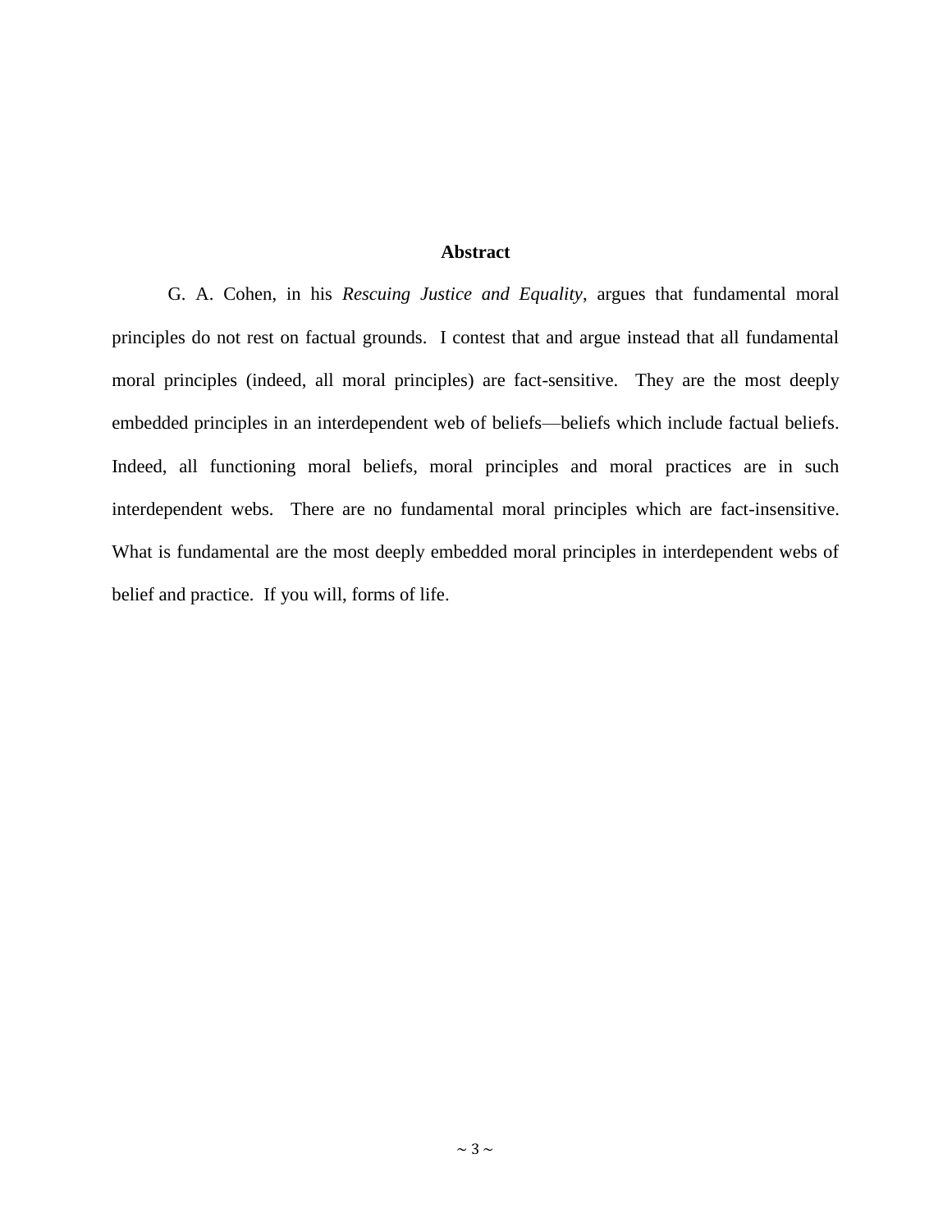## Abstract

G. A. Cohen, in his *Rescuing Justice and Equality*, argues that fundamental moral principles do not rest on factual grounds. I contest that and argue instead that all fundamental moral principles (indeed, all moral principles) are fact-sensitive. They are the most deeply embedded principles in an interdependent web of beliefs—beliefs which include factual beliefs. Indeed, all functioning moral beliefs, moral principles and moral practices are in such interdependent webs. There are no fundamental moral principles which are fact-insensitive. What is fundamental are the most deeply embedded moral principles in interdependent webs of belief and practice. If you will, forms of life.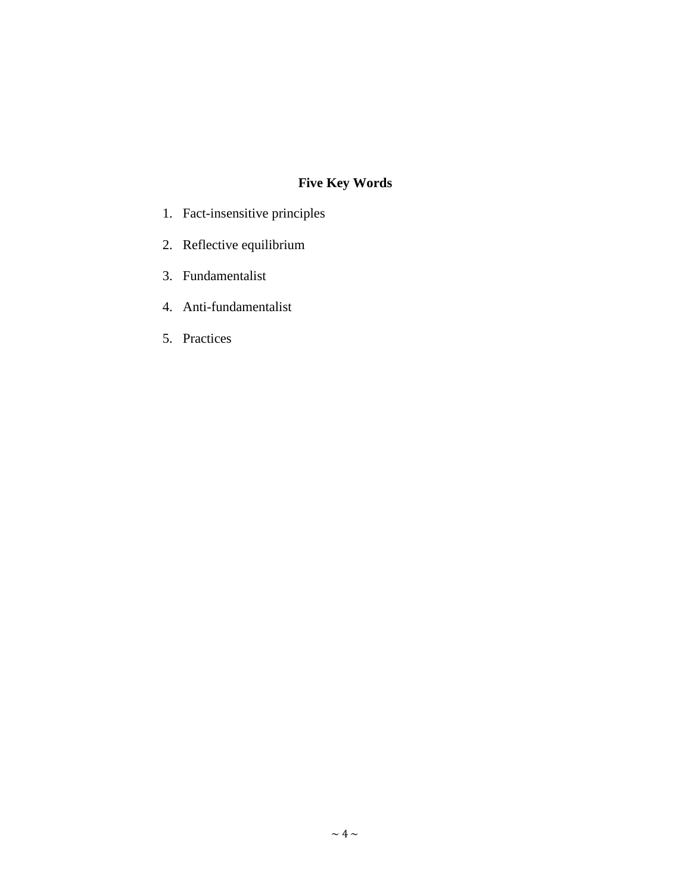## Five Key Words

1. Fact-insensitive principles
2. Reflective equilibrium
3. Fundamentalist
4. Anti-fundamentalist
5. Practices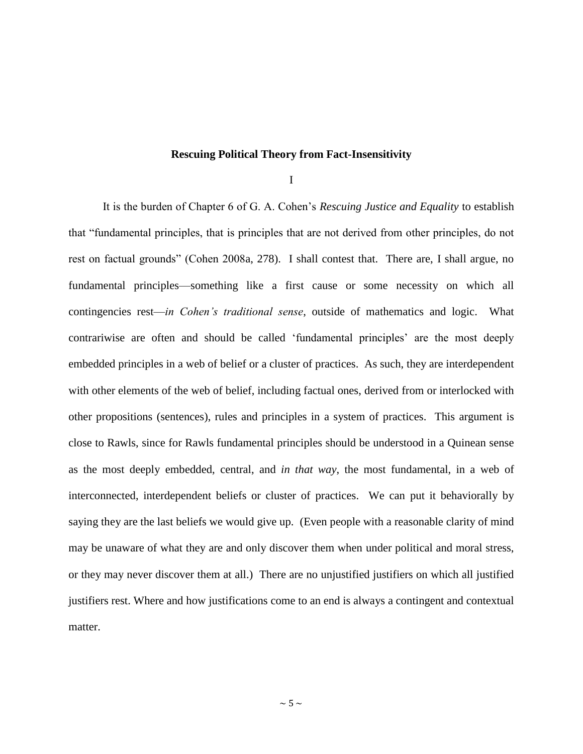## Rescuing Political Theory from Fact-Insensitivity

I

It is the burden of Chapter 6 of G. A. Cohen's *Rescuing Justice and Equality* to establish that "fundamental principles, that is principles that are not derived from other principles, do not rest on factual grounds" (Cohen 2008a, 278). I shall contest that. There are, I shall argue, no fundamental principles—something like a first cause or some necessity on which all contingencies rest—*in Cohen's traditional sense*, outside of mathematics and logic. What contrariwise are often and should be called 'fundamental principles' are the most deeply embedded principles in a web of belief or a cluster of practices. As such, they are interdependent with other elements of the web of belief, including factual ones, derived from or interlocked with other propositions (sentences), rules and principles in a system of practices. This argument is close to Rawls, since for Rawls fundamental principles should be understood in a Quinean sense as the most deeply embedded, central, and *in that way*, the most fundamental, in a web of interconnected, interdependent beliefs or cluster of practices. We can put it behaviorally by saying they are the last beliefs we would give up. (Even people with a reasonable clarity of mind may be unaware of what they are and only discover them when under political and moral stress, or they may never discover them at all.) There are no unjustified justifiers on which all justified justifiers rest. Where and how justifications come to an end is always a contingent and contextual matter.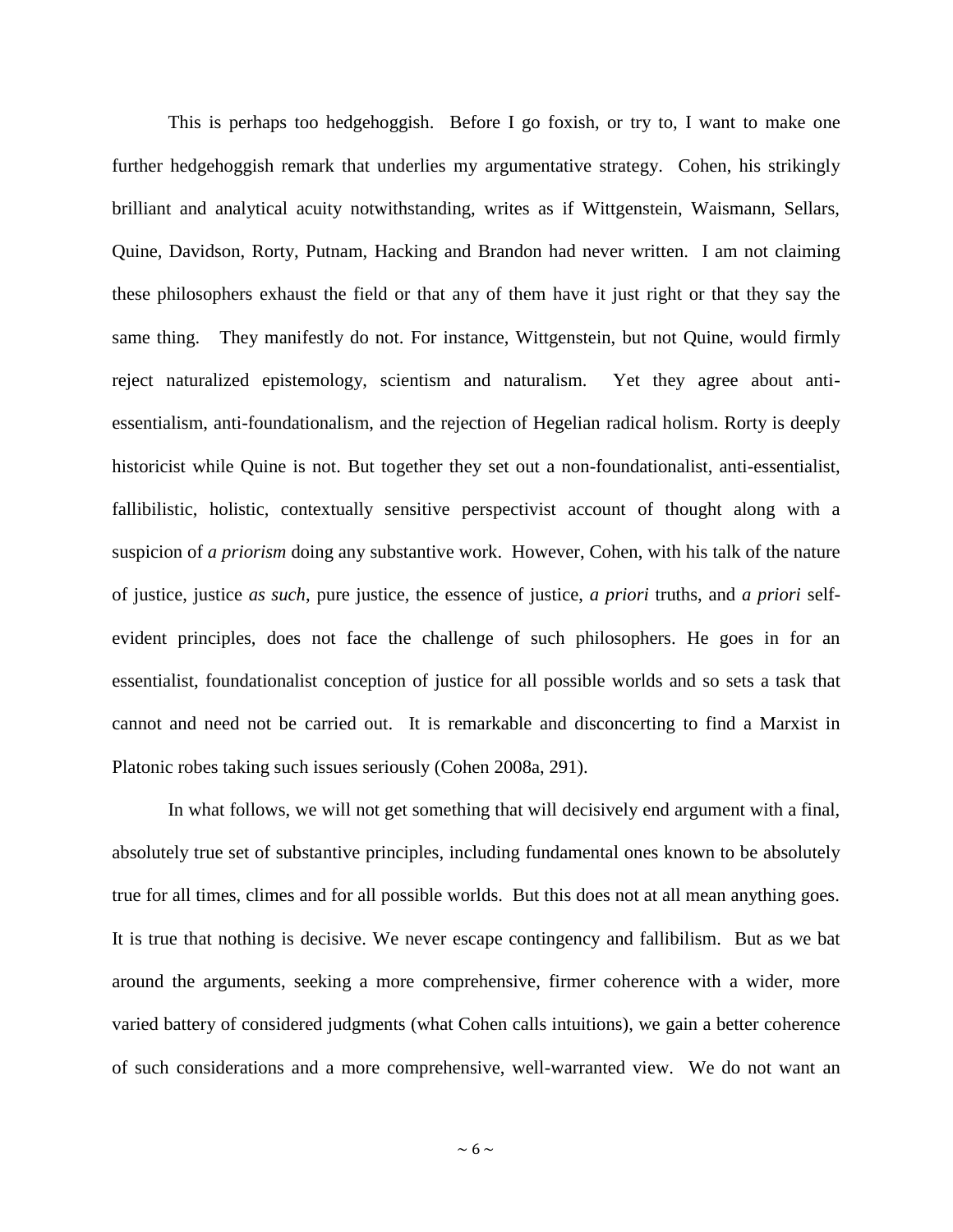This is perhaps too hedgehoggish. Before I go foxish, or try to, I want to make one further hedgehoggish remark that underlies my argumentative strategy. Cohen, his strikingly brilliant and analytical acuity notwithstanding, writes as if Wittgenstein, Waismann, Sellars, Quine, Davidson, Rorty, Putnam, Hacking and Brandon had never written. I am not claiming these philosophers exhaust the field or that any of them have it just right or that they say the same thing. They manifestly do not. For instance, Wittgenstein, but not Quine, would firmly reject naturalized epistemology, scientism and naturalism. Yet they agree about anti-essentialism, anti-foundationalism, and the rejection of Hegelian radical holism. Rorty is deeply historicist while Quine is not. But together they set out a non-foundationalist, anti-essentialist, fallibilistic, holistic, contextually sensitive perspectivist account of thought along with a suspicion of *a priorism* doing any substantive work. However, Cohen, with his talk of the nature of justice, justice *as such*, pure justice, the essence of justice, *a priori* truths, and *a priori* self-evident principles, does not face the challenge of such philosophers. He goes in for an essentialist, foundationalist conception of justice for all possible worlds and so sets a task that cannot and need not be carried out. It is remarkable and disconcerting to find a Marxist in Platonic robes taking such issues seriously (Cohen 2008a, 291).

In what follows, we will not get something that will decisively end argument with a final, absolutely true set of substantive principles, including fundamental ones known to be absolutely true for all times, climes and for all possible worlds. But this does not at all mean anything goes. It is true that nothing is decisive. We never escape contingency and fallibilism. But as we bat around the arguments, seeking a more comprehensive, firmer coherence with a wider, more varied battery of considered judgments (what Cohen calls intuitions), we gain a better coherence of such considerations and a more comprehensive, well-warranted view. We do not want an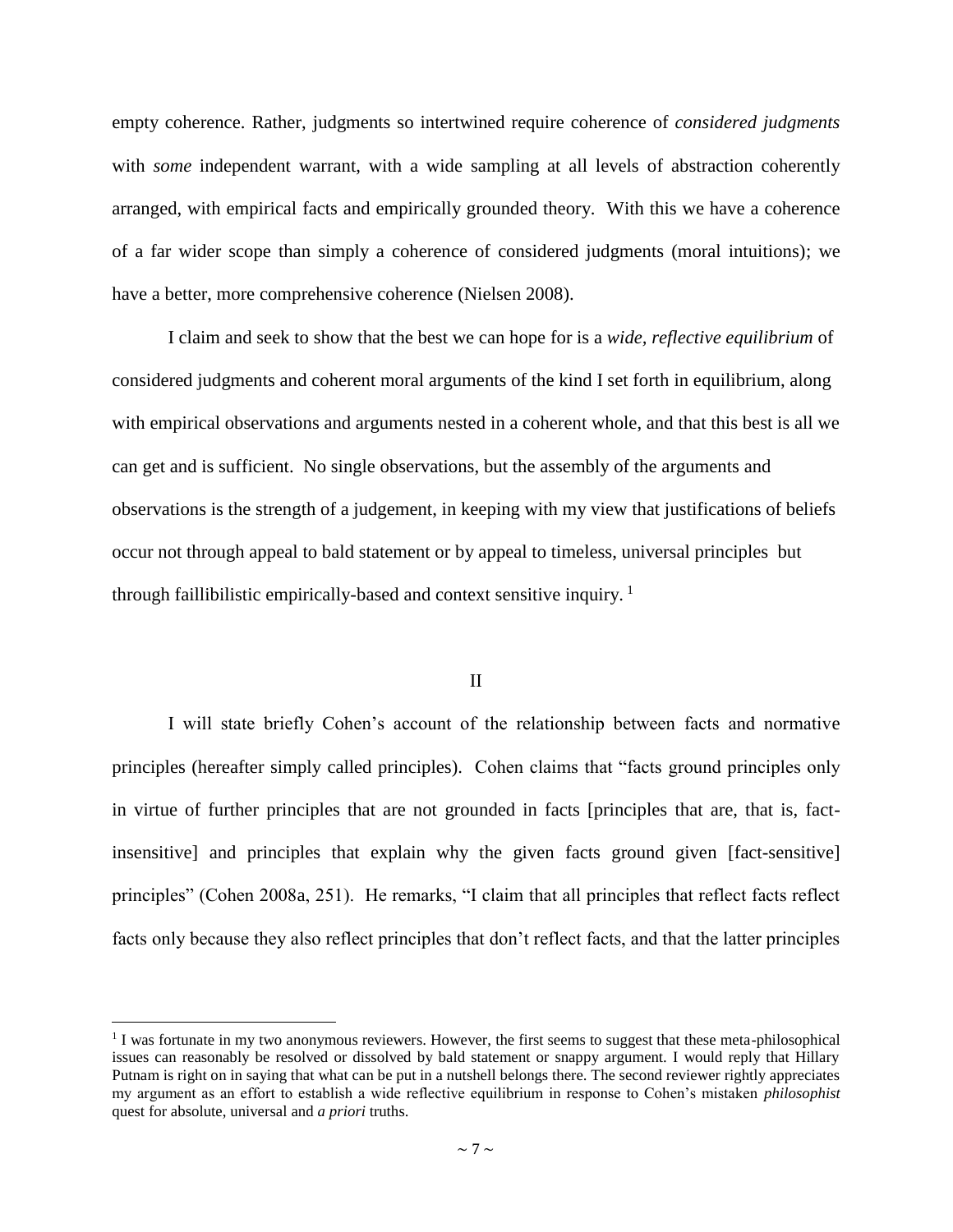empty coherence. Rather, judgments so intertwined require coherence of *considered judgments* with *some* independent warrant, with a wide sampling at all levels of abstraction coherently arranged, with empirical facts and empirically grounded theory. With this we have a coherence of a far wider scope than simply a coherence of considered judgments (moral intuitions); we have a better, more comprehensive coherence (Nielsen 2008).

I claim and seek to show that the best we can hope for is a *wide, reflective equilibrium* of considered judgments and coherent moral arguments of the kind I set forth in equilibrium, along with empirical observations and arguments nested in a coherent whole, and that this best is all we can get and is sufficient. No single observations, but the assembly of the arguments and observations is the strength of a judgement, in keeping with my view that justifications of beliefs occur not through appeal to bald statement or by appeal to timeless, universal principles but through faillibilistic empirically-based and context sensitive inquiry. [1]

## II

I will state briefly Cohen's account of the relationship between facts and normative principles (hereafter simply called principles). Cohen claims that "facts ground principles only in virtue of further principles that are not grounded in facts [principles that are, that is, fact-insensitive] and principles that explain why the given facts ground given [fact-sensitive] principles" (Cohen 2008a, 251). He remarks, "I claim that all principles that reflect facts reflect facts only because they also reflect principles that don't reflect facts, and that the latter principles

[1] I was fortunate in my two anonymous reviewers. However, the first seems to suggest that these meta-philosophical issues can reasonably be resolved or dissolved by bald statement or snappy argument. I would reply that Hillary Putnam is right on in saying that what can be put in a nutshell belongs there. The second reviewer rightly appreciates my argument as an effort to establish a wide reflective equilibrium in response to Cohen's mistaken *philosophist* quest for absolute, universal and *a priori* truths.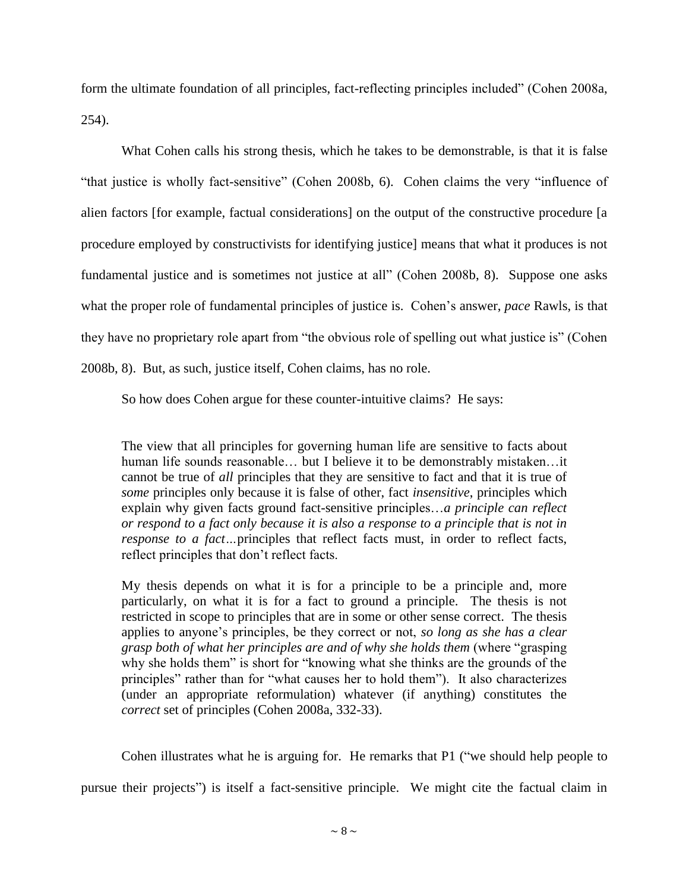form the ultimate foundation of all principles, fact-reflecting principles included" (Cohen 2008a, 254).

What Cohen calls his strong thesis, which he takes to be demonstrable, is that it is false "that justice is wholly fact-sensitive" (Cohen 2008b, 6). Cohen claims the very "influence of alien factors [for example, factual considerations] on the output of the constructive procedure [a procedure employed by constructivists for identifying justice] means that what it produces is not fundamental justice and is sometimes not justice at all" (Cohen 2008b, 8). Suppose one asks what the proper role of fundamental principles of justice is. Cohen's answer, *pace* Rawls, is that they have no proprietary role apart from "the obvious role of spelling out what justice is" (Cohen 2008b, 8). But, as such, justice itself, Cohen claims, has no role.

So how does Cohen argue for these counter-intuitive claims? He says:

> The view that all principles for governing human life are sensitive to facts about human life sounds reasonable… but I believe it to be demonstrably mistaken…it cannot be true of *all* principles that they are sensitive to fact and that it is true of *some* principles only because it is false of other, fact *insensitive*, principles which explain why given facts ground fact-sensitive principles…*a principle can reflect or respond to a fact only because it is also a response to a principle that is not in response to a fact*…principles that reflect facts must, in order to reflect facts, reflect principles that don't reflect facts.
>
> My thesis depends on what it is for a principle to be a principle and, more particularly, on what it is for a fact to ground a principle. The thesis is not restricted in scope to principles that are in some or other sense correct. The thesis applies to anyone's principles, be they correct or not, *so long as she has a clear grasp both of what her principles are and of why she holds them* (where "grasping why she holds them" is short for "knowing what she thinks are the grounds of the principles" rather than for "what causes her to hold them"). It also characterizes (under an appropriate reformulation) whatever (if anything) constitutes the *correct* set of principles (Cohen 2008a, 332-33).

Cohen illustrates what he is arguing for. He remarks that P1 ("we should help people to pursue their projects") is itself a fact-sensitive principle. We might cite the factual claim in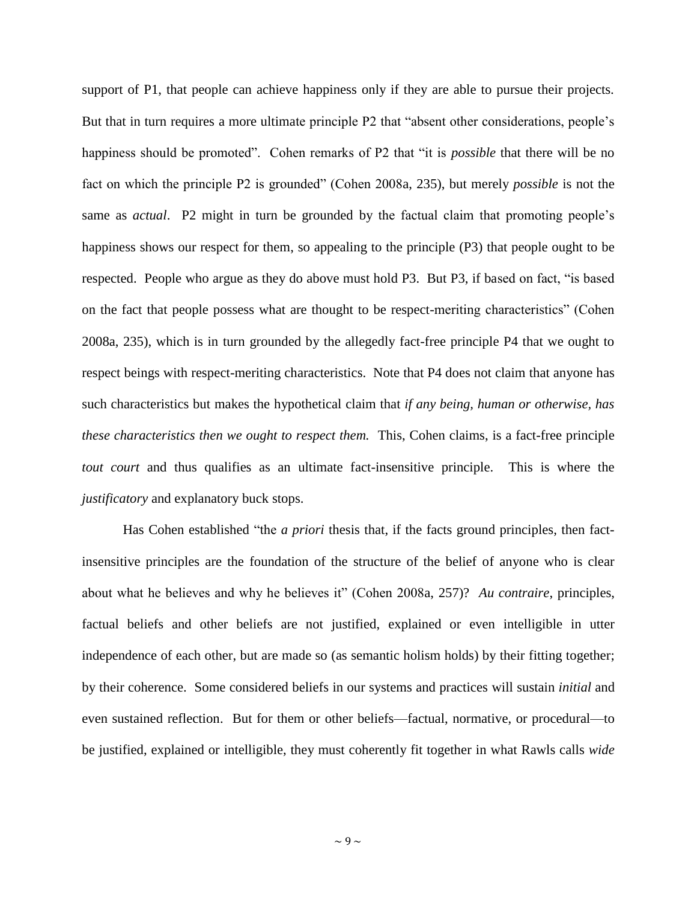support of P1, that people can achieve happiness only if they are able to pursue their projects. But that in turn requires a more ultimate principle P2 that "absent other considerations, people's happiness should be promoted". Cohen remarks of P2 that "it is *possible* that there will be no fact on which the principle P2 is grounded" (Cohen 2008a, 235), but merely *possible* is not the same as *actual*. P2 might in turn be grounded by the factual claim that promoting people's happiness shows our respect for them, so appealing to the principle (P3) that people ought to be respected. People who argue as they do above must hold P3. But P3, if based on fact, "is based on the fact that people possess what are thought to be respect-meriting characteristics" (Cohen 2008a, 235), which is in turn grounded by the allegedly fact-free principle P4 that we ought to respect beings with respect-meriting characteristics. Note that P4 does not claim that anyone has such characteristics but makes the hypothetical claim that *if any being, human or otherwise, has these characteristics then we ought to respect them.* This, Cohen claims, is a fact-free principle *tout court* and thus qualifies as an ultimate fact-insensitive principle. This is where the *justificatory* and explanatory buck stops.

Has Cohen established "the *a priori* thesis that, if the facts ground principles, then fact-insensitive principles are the foundation of the structure of the belief of anyone who is clear about what he believes and why he believes it" (Cohen 2008a, 257)? *Au contraire*, principles, factual beliefs and other beliefs are not justified, explained or even intelligible in utter independence of each other, but are made so (as semantic holism holds) by their fitting together; by their coherence. Some considered beliefs in our systems and practices will sustain *initial* and even sustained reflection. But for them or other beliefs—factual, normative, or procedural—to be justified, explained or intelligible, they must coherently fit together in what Rawls calls *wide*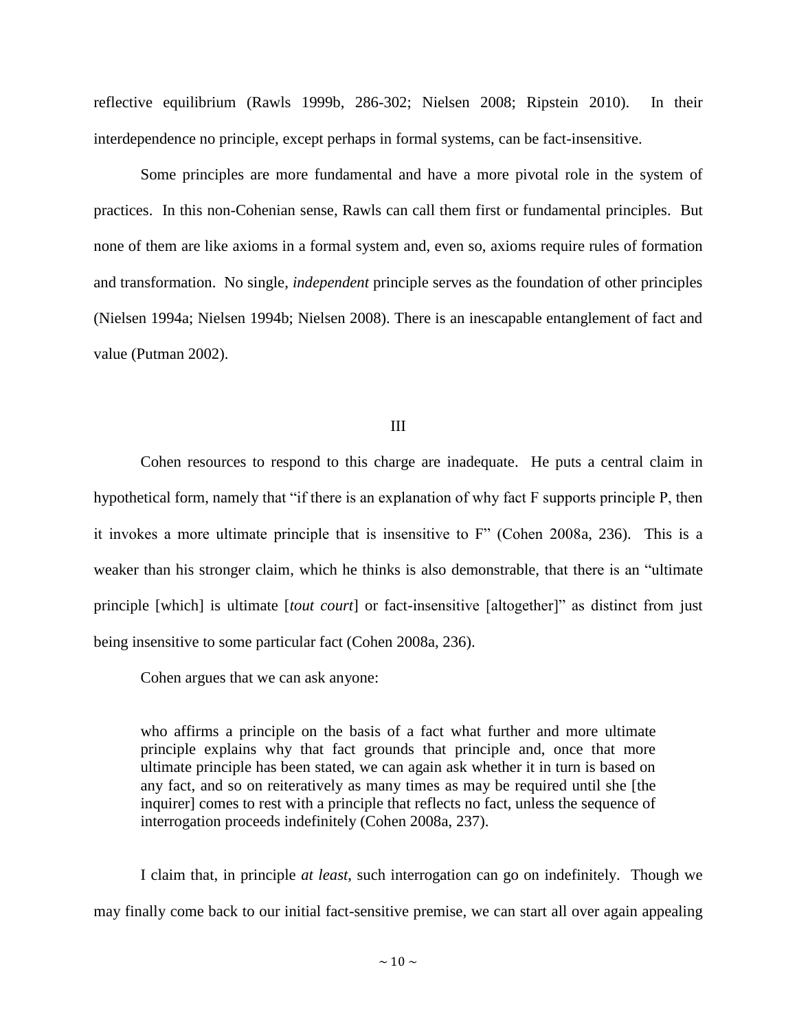reflective equilibrium (Rawls 1999b, 286-302; Nielsen 2008; Ripstein 2010). In their interdependence no principle, except perhaps in formal systems, can be fact-insensitive.

Some principles are more fundamental and have a more pivotal role in the system of practices. In this non-Cohenian sense, Rawls can call them first or fundamental principles. But none of them are like axioms in a formal system and, even so, axioms require rules of formation and transformation. No single, *independent* principle serves as the foundation of other principles (Nielsen 1994a; Nielsen 1994b; Nielsen 2008). There is an inescapable entanglement of fact and value (Putman 2002).

## III

Cohen resources to respond to this charge are inadequate. He puts a central claim in hypothetical form, namely that "if there is an explanation of why fact F supports principle P, then it invokes a more ultimate principle that is insensitive to F" (Cohen 2008a, 236). This is a weaker than his stronger claim, which he thinks is also demonstrable, that there is an "ultimate principle [which] is ultimate [*tout court*] or fact-insensitive [altogether]" as distinct from just being insensitive to some particular fact (Cohen 2008a, 236).

Cohen argues that we can ask anyone:

> who affirms a principle on the basis of a fact what further and more ultimate principle explains why that fact grounds that principle and, once that more ultimate principle has been stated, we can again ask whether it in turn is based on any fact, and so on reiteratively as many times as may be required until she [the inquirer] comes to rest with a principle that reflects no fact, unless the sequence of interrogation proceeds indefinitely (Cohen 2008a, 237).

I claim that, in principle *at least*, such interrogation can go on indefinitely. Though we may finally come back to our initial fact-sensitive premise, we can start all over again appealing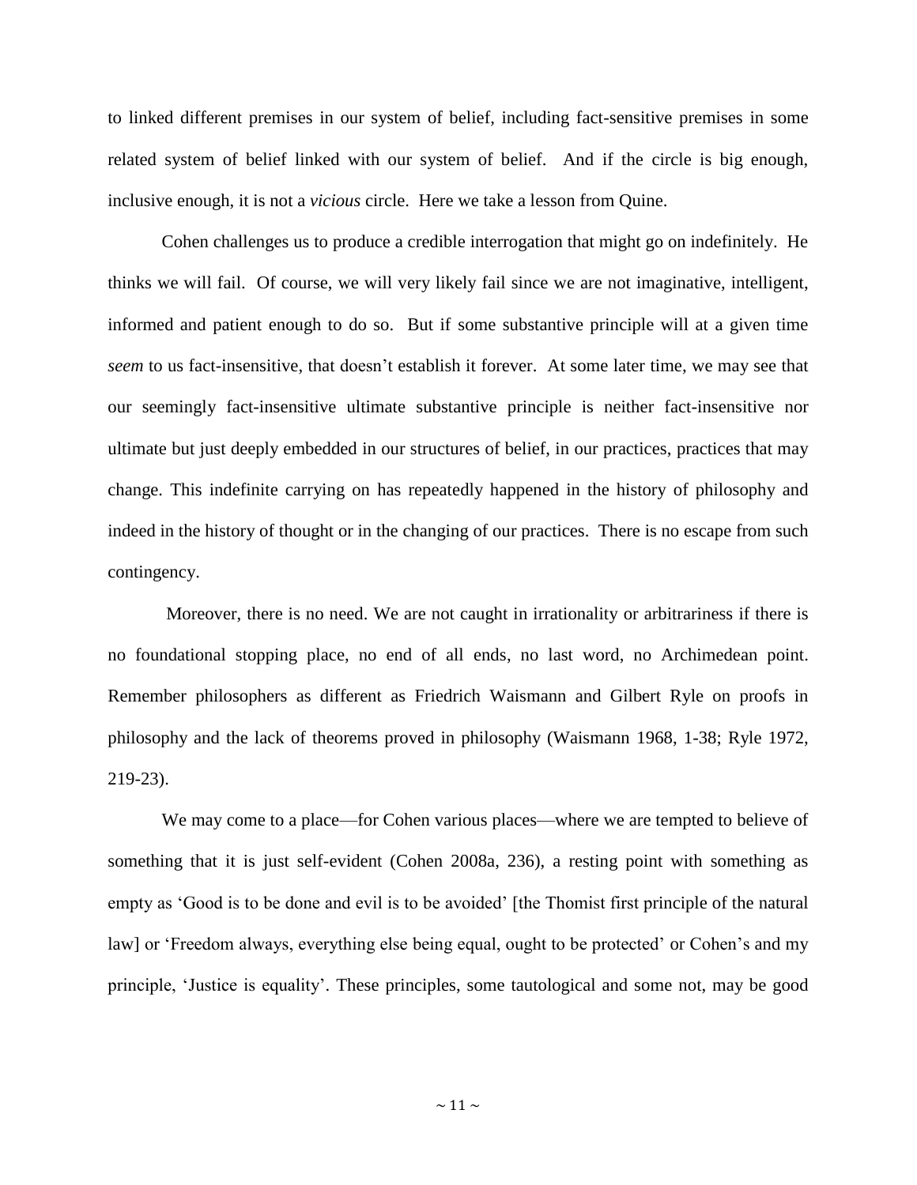to linked different premises in our system of belief, including fact-sensitive premises in some related system of belief linked with our system of belief. And if the circle is big enough, inclusive enough, it is not a *vicious* circle. Here we take a lesson from Quine.

Cohen challenges us to produce a credible interrogation that might go on indefinitely. He thinks we will fail. Of course, we will very likely fail since we are not imaginative, intelligent, informed and patient enough to do so. But if some substantive principle will at a given time *seem* to us fact-insensitive, that doesn't establish it forever. At some later time, we may see that our seemingly fact-insensitive ultimate substantive principle is neither fact-insensitive nor ultimate but just deeply embedded in our structures of belief, in our practices, practices that may change. This indefinite carrying on has repeatedly happened in the history of philosophy and indeed in the history of thought or in the changing of our practices. There is no escape from such contingency.

Moreover, there is no need. We are not caught in irrationality or arbitrariness if there is no foundational stopping place, no end of all ends, no last word, no Archimedean point. Remember philosophers as different as Friedrich Waismann and Gilbert Ryle on proofs in philosophy and the lack of theorems proved in philosophy (Waismann 1968, 1-38; Ryle 1972, 219-23).

We may come to a place—for Cohen various places—where we are tempted to believe of something that it is just self-evident (Cohen 2008a, 236), a resting point with something as empty as 'Good is to be done and evil is to be avoided' [the Thomist first principle of the natural law] or 'Freedom always, everything else being equal, ought to be protected' or Cohen's and my principle, 'Justice is equality'. These principles, some tautological and some not, may be good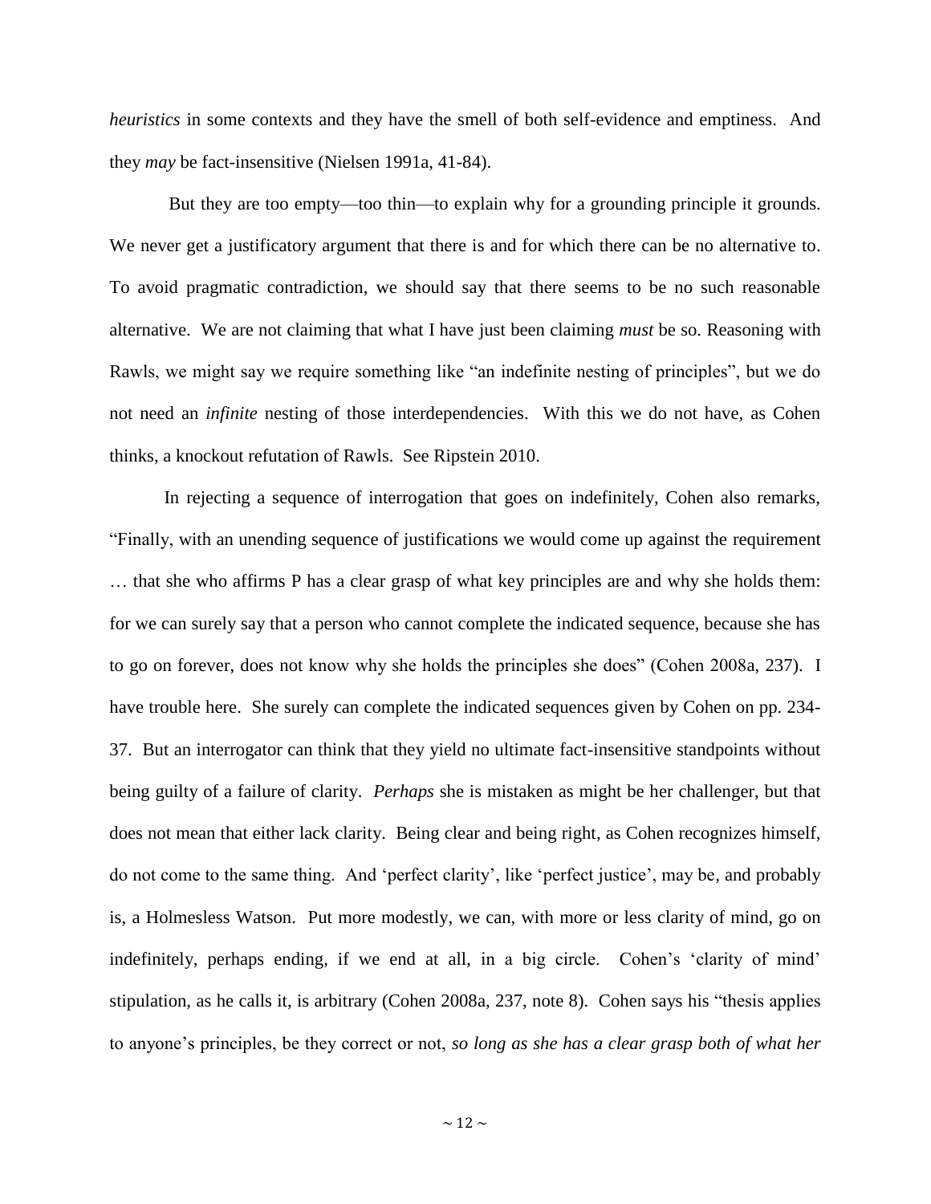*heuristics* in some contexts and they have the smell of both self-evidence and emptiness. And they *may* be fact-insensitive (Nielsen 1991a, 41-84).

But they are too empty—too thin—to explain why for a grounding principle it grounds. We never get a justificatory argument that there is and for which there can be no alternative to. To avoid pragmatic contradiction, we should say that there seems to be no such reasonable alternative. We are not claiming that what I have just been claiming *must* be so. Reasoning with Rawls, we might say we require something like "an indefinite nesting of principles", but we do not need an *infinite* nesting of those interdependencies. With this we do not have, as Cohen thinks, a knockout refutation of Rawls. See Ripstein 2010.

In rejecting a sequence of interrogation that goes on indefinitely, Cohen also remarks, "Finally, with an unending sequence of justifications we would come up against the requirement … that she who affirms P has a clear grasp of what key principles are and why she holds them: for we can surely say that a person who cannot complete the indicated sequence, because she has to go on forever, does not know why she holds the principles she does" (Cohen 2008a, 237). I have trouble here. She surely can complete the indicated sequences given by Cohen on pp. 234-37. But an interrogator can think that they yield no ultimate fact-insensitive standpoints without being guilty of a failure of clarity. *Perhaps* she is mistaken as might be her challenger, but that does not mean that either lack clarity. Being clear and being right, as Cohen recognizes himself, do not come to the same thing. And 'perfect clarity', like 'perfect justice', may be, and probably is, a Holmesless Watson. Put more modestly, we can, with more or less clarity of mind, go on indefinitely, perhaps ending, if we end at all, in a big circle. Cohen's 'clarity of mind' stipulation, as he calls it, is arbitrary (Cohen 2008a, 237, note 8). Cohen says his "thesis applies to anyone's principles, be they correct or not, *so long as she has a clear grasp both of what her*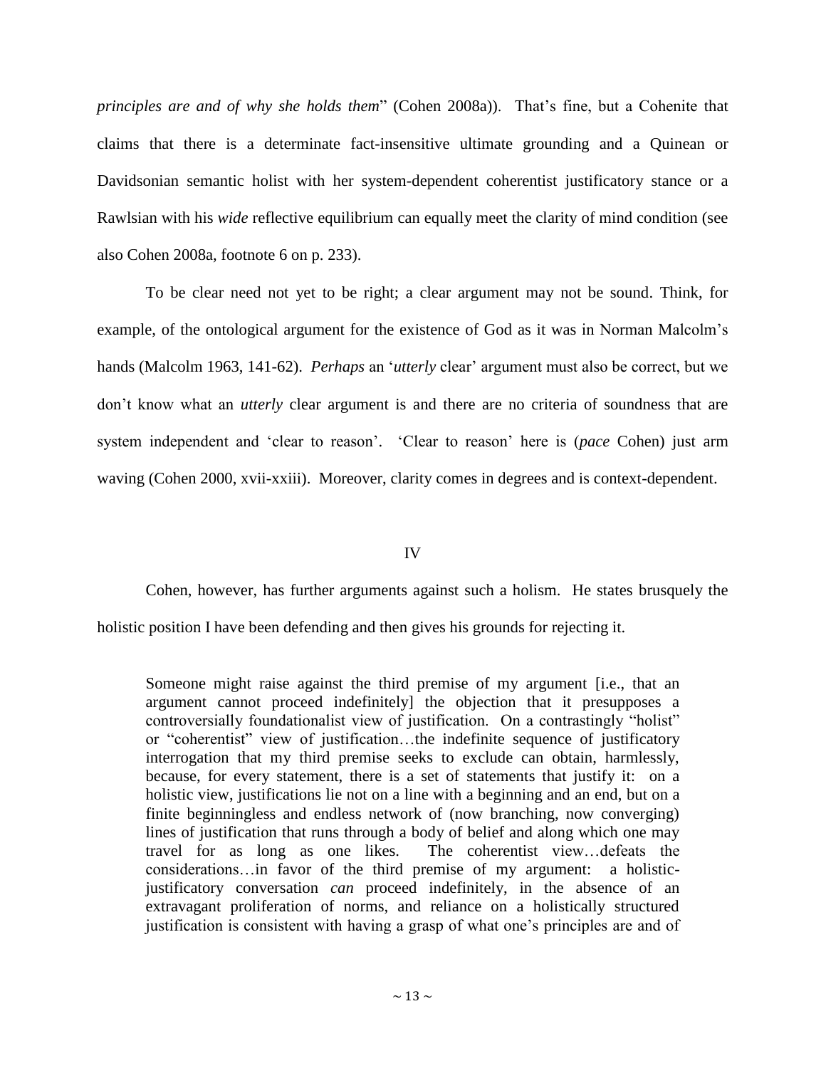*principles are and of why she holds them*" (Cohen 2008a)). That's fine, but a Cohenite that claims that there is a determinate fact-insensitive ultimate grounding and a Quinean or Davidsonian semantic holist with her system-dependent coherentist justificatory stance or a Rawlsian with his *wide* reflective equilibrium can equally meet the clarity of mind condition (see also Cohen 2008a, footnote 6 on p. 233).

To be clear need not yet to be right; a clear argument may not be sound. Think, for example, of the ontological argument for the existence of God as it was in Norman Malcolm's hands (Malcolm 1963, 141-62). *Perhaps* an '*utterly* clear' argument must also be correct, but we don't know what an *utterly* clear argument is and there are no criteria of soundness that are system independent and 'clear to reason'. 'Clear to reason' here is (*pace* Cohen) just arm waving (Cohen 2000, xvii-xxiii). Moreover, clarity comes in degrees and is context-dependent.

## IV

Cohen, however, has further arguments against such a holism. He states brusquely the holistic position I have been defending and then gives his grounds for rejecting it.

> Someone might raise against the third premise of my argument [i.e., that an argument cannot proceed indefinitely] the objection that it presupposes a controversially foundationalist view of justification. On a contrastingly "holist" or "coherentist" view of justification…the indefinite sequence of justificatory interrogation that my third premise seeks to exclude can obtain, harmlessly, because, for every statement, there is a set of statements that justify it: on a holistic view, justifications lie not on a line with a beginning and an end, but on a finite beginningless and endless network of (now branching, now converging) lines of justification that runs through a body of belief and along which one may travel for as long as one likes. The coherentist view…defeats the considerations…in favor of the third premise of my argument: a holistic-justificatory conversation *can* proceed indefinitely, in the absence of an extravagant proliferation of norms, and reliance on a holistically structured justification is consistent with having a grasp of what one's principles are and of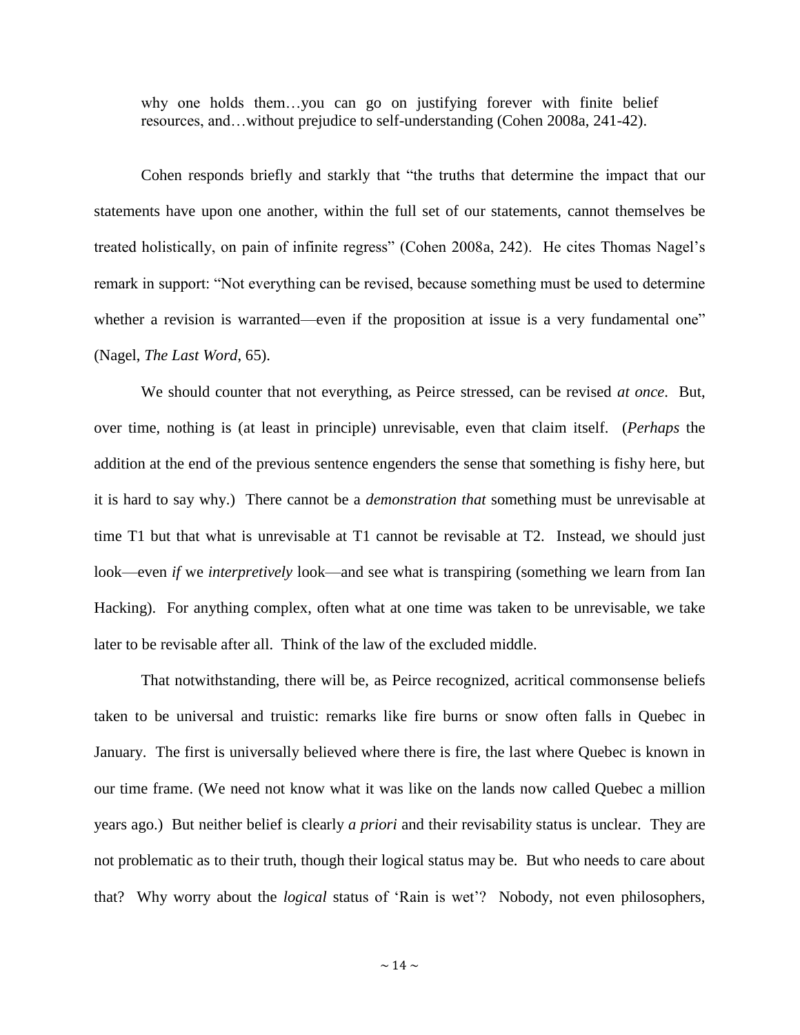> why one holds them…you can go on justifying forever with finite belief resources, and…without prejudice to self-understanding (Cohen 2008a, 241-42).

Cohen responds briefly and starkly that "the truths that determine the impact that our statements have upon one another, within the full set of our statements, cannot themselves be treated holistically, on pain of infinite regress" (Cohen 2008a, 242). He cites Thomas Nagel's remark in support: "Not everything can be revised, because something must be used to determine whether a revision is warranted—even if the proposition at issue is a very fundamental one" (Nagel, *The Last Word*, 65).

We should counter that not everything, as Peirce stressed, can be revised *at once*. But, over time, nothing is (at least in principle) unrevisable, even that claim itself. (*Perhaps* the addition at the end of the previous sentence engenders the sense that something is fishy here, but it is hard to say why.) There cannot be a *demonstration that* something must be unrevisable at time T1 but that what is unrevisable at T1 cannot be revisable at T2. Instead, we should just look—even *if* we *interpretively* look—and see what is transpiring (something we learn from Ian Hacking). For anything complex, often what at one time was taken to be unrevisable, we take later to be revisable after all. Think of the law of the excluded middle.

That notwithstanding, there will be, as Peirce recognized, acritical commonsense beliefs taken to be universal and truistic: remarks like fire burns or snow often falls in Quebec in January. The first is universally believed where there is fire, the last where Quebec is known in our time frame. (We need not know what it was like on the lands now called Quebec a million years ago.) But neither belief is clearly *a priori* and their revisability status is unclear. They are not problematic as to their truth, though their logical status may be. But who needs to care about that? Why worry about the *logical* status of 'Rain is wet'? Nobody, not even philosophers,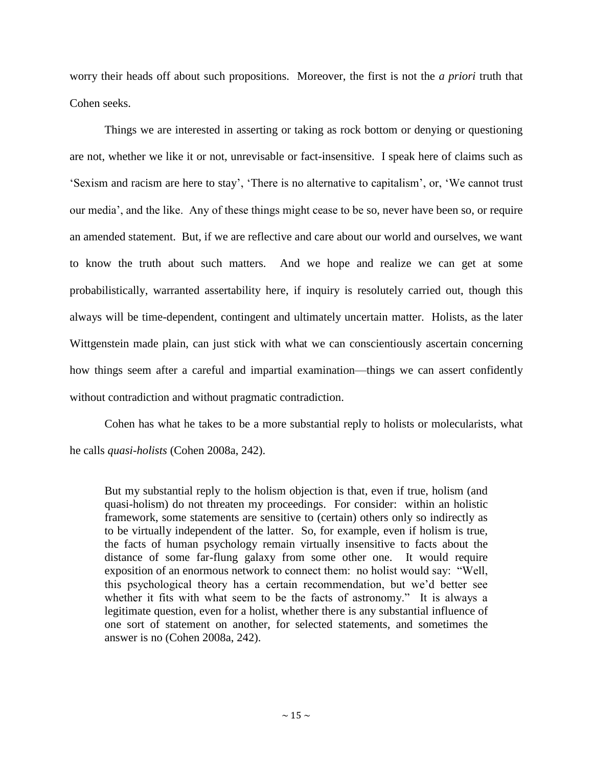worry their heads off about such propositions. Moreover, the first is not the *a priori* truth that Cohen seeks.

Things we are interested in asserting or taking as rock bottom or denying or questioning are not, whether we like it or not, unrevisable or fact-insensitive. I speak here of claims such as 'Sexism and racism are here to stay', 'There is no alternative to capitalism', or, 'We cannot trust our media', and the like. Any of these things might cease to be so, never have been so, or require an amended statement. But, if we are reflective and care about our world and ourselves, we want to know the truth about such matters. And we hope and realize we can get at some probabilistically, warranted assertability here, if inquiry is resolutely carried out, though this always will be time-dependent, contingent and ultimately uncertain matter. Holists, as the later Wittgenstein made plain, can just stick with what we can conscientiously ascertain concerning how things seem after a careful and impartial examination—things we can assert confidently without contradiction and without pragmatic contradiction.

Cohen has what he takes to be a more substantial reply to holists or molecularists, what he calls *quasi-holists* (Cohen 2008a, 242).

> But my substantial reply to the holism objection is that, even if true, holism (and quasi-holism) do not threaten my proceedings. For consider: within an holistic framework, some statements are sensitive to (certain) others only so indirectly as to be virtually independent of the latter. So, for example, even if holism is true, the facts of human psychology remain virtually insensitive to facts about the distance of some far-flung galaxy from some other one. It would require exposition of an enormous network to connect them: no holist would say: "Well, this psychological theory has a certain recommendation, but we'd better see whether it fits with what seem to be the facts of astronomy." It is always a legitimate question, even for a holist, whether there is any substantial influence of one sort of statement on another, for selected statements, and sometimes the answer is no (Cohen 2008a, 242).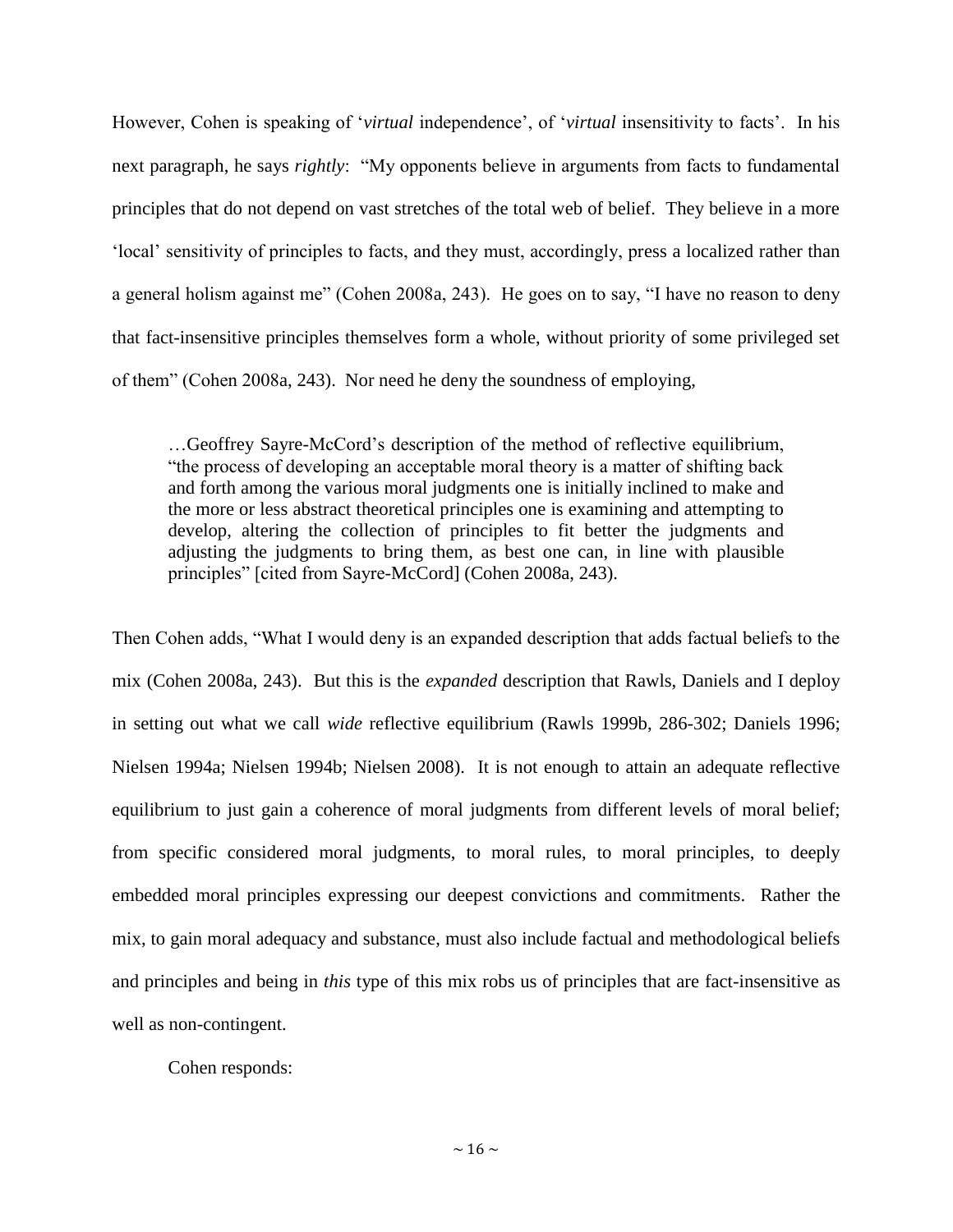However, Cohen is speaking of '*virtual* independence', of '*virtual* insensitivity to facts'. In his next paragraph, he says *rightly*: "My opponents believe in arguments from facts to fundamental principles that do not depend on vast stretches of the total web of belief. They believe in a more 'local' sensitivity of principles to facts, and they must, accordingly, press a localized rather than a general holism against me" (Cohen 2008a, 243). He goes on to say, "I have no reason to deny that fact-insensitive principles themselves form a whole, without priority of some privileged set of them" (Cohen 2008a, 243). Nor need he deny the soundness of employing,

> …Geoffrey Sayre-McCord's description of the method of reflective equilibrium, "the process of developing an acceptable moral theory is a matter of shifting back and forth among the various moral judgments one is initially inclined to make and the more or less abstract theoretical principles one is examining and attempting to develop, altering the collection of principles to fit better the judgments and adjusting the judgments to bring them, as best one can, in line with plausible principles" [cited from Sayre-McCord] (Cohen 2008a, 243).

Then Cohen adds, "What I would deny is an expanded description that adds factual beliefs to the mix (Cohen 2008a, 243). But this is the *expanded* description that Rawls, Daniels and I deploy in setting out what we call *wide* reflective equilibrium (Rawls 1999b, 286-302; Daniels 1996; Nielsen 1994a; Nielsen 1994b; Nielsen 2008). It is not enough to attain an adequate reflective equilibrium to just gain a coherence of moral judgments from different levels of moral belief; from specific considered moral judgments, to moral rules, to moral principles, to deeply embedded moral principles expressing our deepest convictions and commitments. Rather the mix, to gain moral adequacy and substance, must also include factual and methodological beliefs and principles and being in *this* type of this mix robs us of principles that are fact-insensitive as well as non-contingent.

Cohen responds: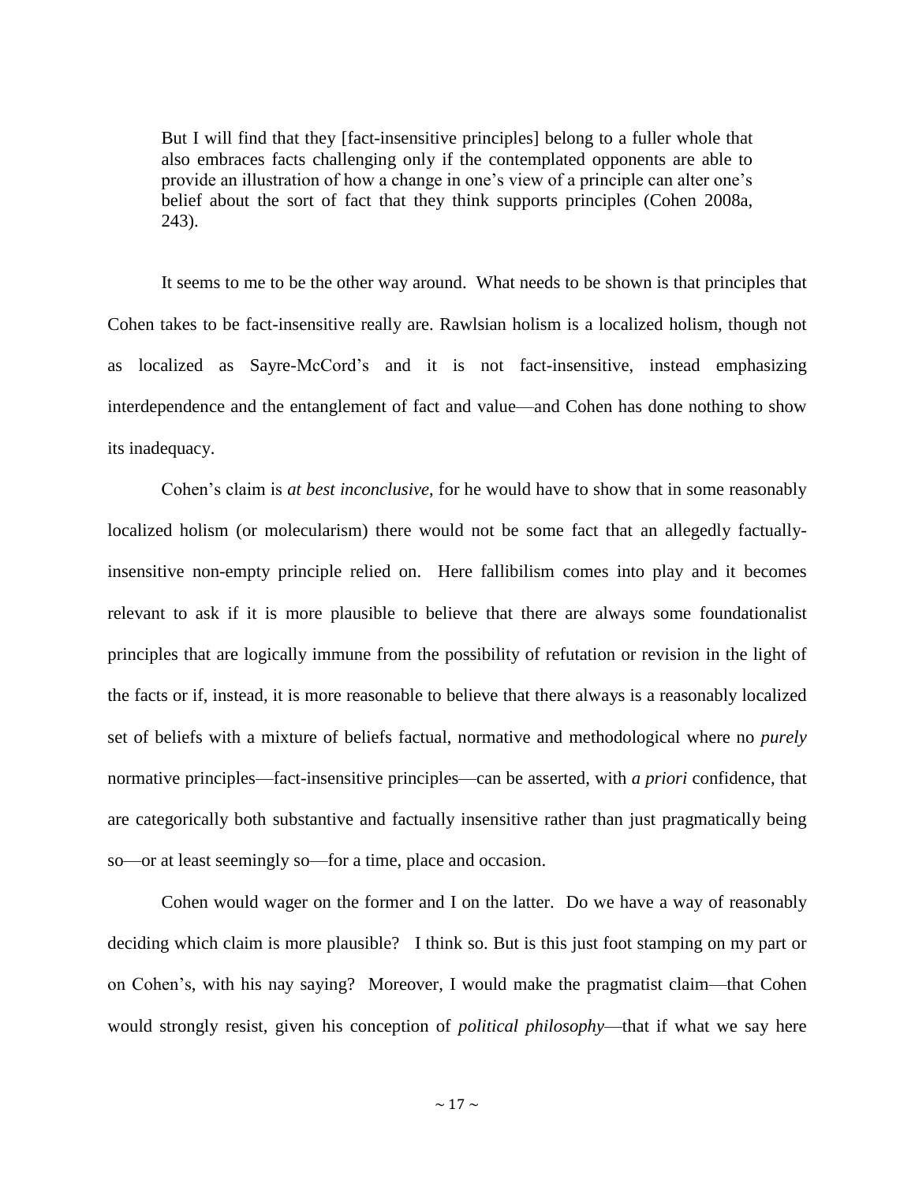> But I will find that they [fact-insensitive principles] belong to a fuller whole that also embraces facts challenging only if the contemplated opponents are able to provide an illustration of how a change in one's view of a principle can alter one's belief about the sort of fact that they think supports principles (Cohen 2008a, 243).

It seems to me to be the other way around. What needs to be shown is that principles that Cohen takes to be fact-insensitive really are. Rawlsian holism is a localized holism, though not as localized as Sayre-McCord's and it is not fact-insensitive, instead emphasizing interdependence and the entanglement of fact and value—and Cohen has done nothing to show its inadequacy.

Cohen's claim is *at best inconclusive*, for he would have to show that in some reasonably localized holism (or molecularism) there would not be some fact that an allegedly factually-insensitive non-empty principle relied on. Here fallibilism comes into play and it becomes relevant to ask if it is more plausible to believe that there are always some foundationalist principles that are logically immune from the possibility of refutation or revision in the light of the facts or if, instead, it is more reasonable to believe that there always is a reasonably localized set of beliefs with a mixture of beliefs factual, normative and methodological where no *purely* normative principles—fact-insensitive principles—can be asserted, with *a priori* confidence, that are categorically both substantive and factually insensitive rather than just pragmatically being so—or at least seemingly so—for a time, place and occasion.

Cohen would wager on the former and I on the latter. Do we have a way of reasonably deciding which claim is more plausible? I think so. But is this just foot stamping on my part or on Cohen's, with his nay saying? Moreover, I would make the pragmatist claim—that Cohen would strongly resist, given his conception of *political philosophy*—that if what we say here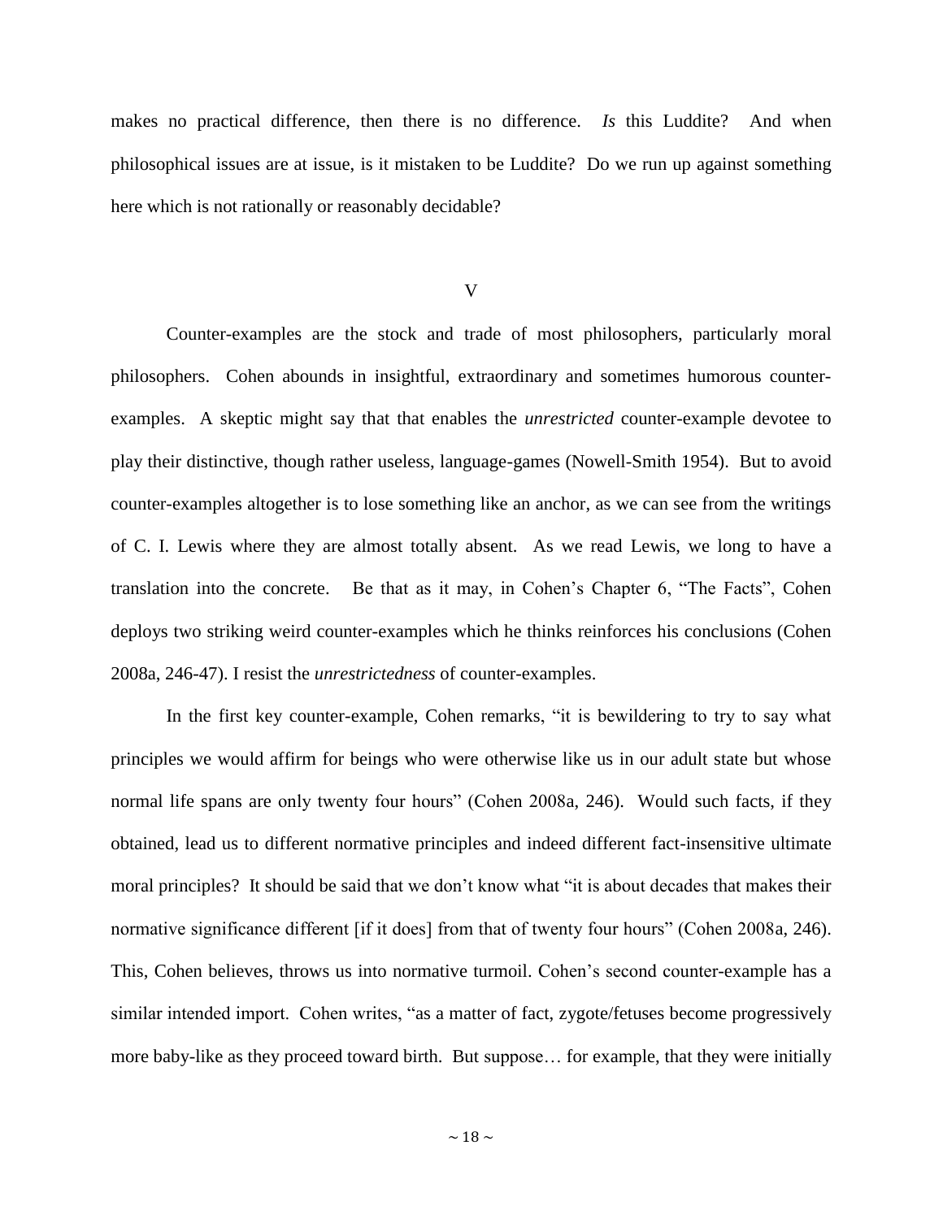makes no practical difference, then there is no difference. *Is* this Luddite? And when philosophical issues are at issue, is it mistaken to be Luddite? Do we run up against something here which is not rationally or reasonably decidable?

## V

Counter-examples are the stock and trade of most philosophers, particularly moral philosophers. Cohen abounds in insightful, extraordinary and sometimes humorous counter-examples. A skeptic might say that that enables the *unrestricted* counter-example devotee to play their distinctive, though rather useless, language-games (Nowell-Smith 1954). But to avoid counter-examples altogether is to lose something like an anchor, as we can see from the writings of C. I. Lewis where they are almost totally absent. As we read Lewis, we long to have a translation into the concrete. Be that as it may, in Cohen's Chapter 6, "The Facts", Cohen deploys two striking weird counter-examples which he thinks reinforces his conclusions (Cohen 2008a, 246-47). I resist the *unrestrictedness* of counter-examples.

In the first key counter-example, Cohen remarks, "it is bewildering to try to say what principles we would affirm for beings who were otherwise like us in our adult state but whose normal life spans are only twenty four hours" (Cohen 2008a, 246). Would such facts, if they obtained, lead us to different normative principles and indeed different fact-insensitive ultimate moral principles? It should be said that we don't know what "it is about decades that makes their normative significance different [if it does] from that of twenty four hours" (Cohen 2008a, 246). This, Cohen believes, throws us into normative turmoil. Cohen's second counter-example has a similar intended import. Cohen writes, "as a matter of fact, zygote/fetuses become progressively more baby-like as they proceed toward birth. But suppose… for example, that they were initially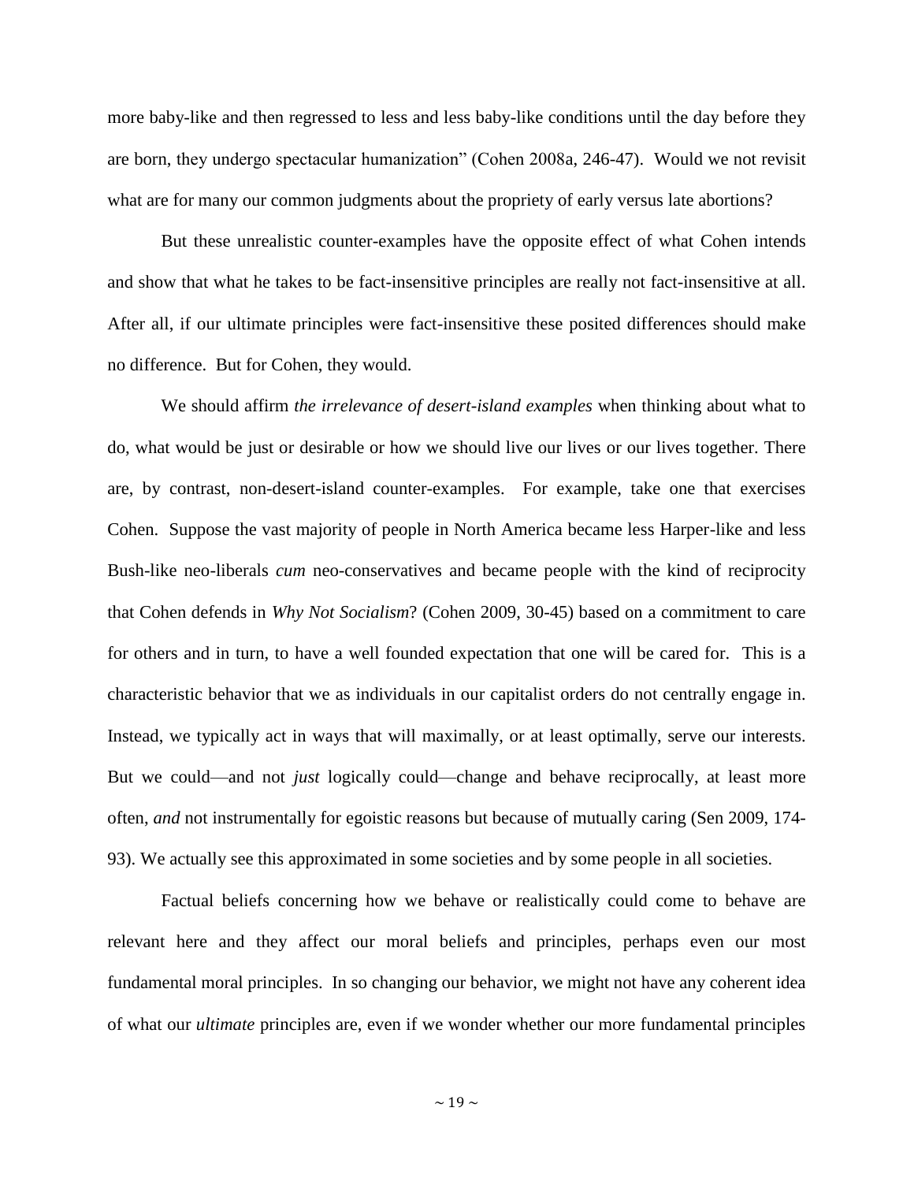more baby-like and then regressed to less and less baby-like conditions until the day before they are born, they undergo spectacular humanization" (Cohen 2008a, 246-47). Would we not revisit what are for many our common judgments about the propriety of early versus late abortions?

But these unrealistic counter-examples have the opposite effect of what Cohen intends and show that what he takes to be fact-insensitive principles are really not fact-insensitive at all. After all, if our ultimate principles were fact-insensitive these posited differences should make no difference. But for Cohen, they would.

We should affirm *the irrelevance of desert-island examples* when thinking about what to do, what would be just or desirable or how we should live our lives or our lives together. There are, by contrast, non-desert-island counter-examples. For example, take one that exercises Cohen. Suppose the vast majority of people in North America became less Harper-like and less Bush-like neo-liberals *cum* neo-conservatives and became people with the kind of reciprocity that Cohen defends in *Why Not Socialism*? (Cohen 2009, 30-45) based on a commitment to care for others and in turn, to have a well founded expectation that one will be cared for. This is a characteristic behavior that we as individuals in our capitalist orders do not centrally engage in. Instead, we typically act in ways that will maximally, or at least optimally, serve our interests. But we could—and not *just* logically could—change and behave reciprocally, at least more often, *and* not instrumentally for egoistic reasons but because of mutually caring (Sen 2009, 174-93). We actually see this approximated in some societies and by some people in all societies.

Factual beliefs concerning how we behave or realistically could come to behave are relevant here and they affect our moral beliefs and principles, perhaps even our most fundamental moral principles. In so changing our behavior, we might not have any coherent idea of what our *ultimate* principles are, even if we wonder whether our more fundamental principles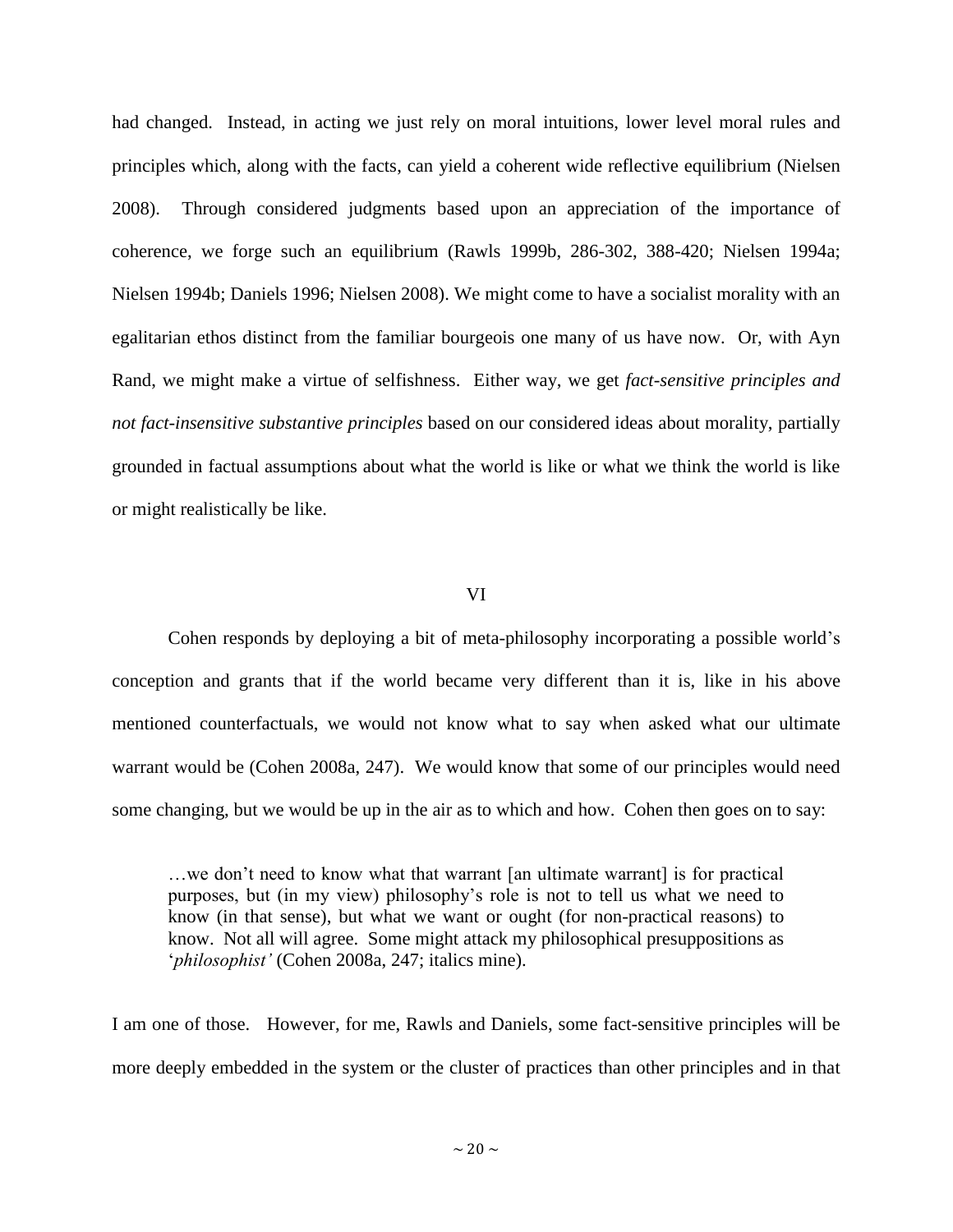had changed. Instead, in acting we just rely on moral intuitions, lower level moral rules and principles which, along with the facts, can yield a coherent wide reflective equilibrium (Nielsen 2008). Through considered judgments based upon an appreciation of the importance of coherence, we forge such an equilibrium (Rawls 1999b, 286-302, 388-420; Nielsen 1994a; Nielsen 1994b; Daniels 1996; Nielsen 2008). We might come to have a socialist morality with an egalitarian ethos distinct from the familiar bourgeois one many of us have now. Or, with Ayn Rand, we might make a virtue of selfishness. Either way, we get *fact-sensitive principles and not fact-insensitive substantive principles* based on our considered ideas about morality, partially grounded in factual assumptions about what the world is like or what we think the world is like or might realistically be like.

## VI

Cohen responds by deploying a bit of meta-philosophy incorporating a possible world's conception and grants that if the world became very different than it is, like in his above mentioned counterfactuals, we would not know what to say when asked what our ultimate warrant would be (Cohen 2008a, 247). We would know that some of our principles would need some changing, but we would be up in the air as to which and how. Cohen then goes on to say:

> …we don't need to know what that warrant [an ultimate warrant] is for practical purposes, but (in my view) philosophy's role is not to tell us what we need to know (in that sense), but what we want or ought (for non-practical reasons) to know. Not all will agree. Some might attack my philosophical presuppositions as '*philosophist'* (Cohen 2008a, 247; italics mine).

I am one of those. However, for me, Rawls and Daniels, some fact-sensitive principles will be more deeply embedded in the system or the cluster of practices than other principles and in that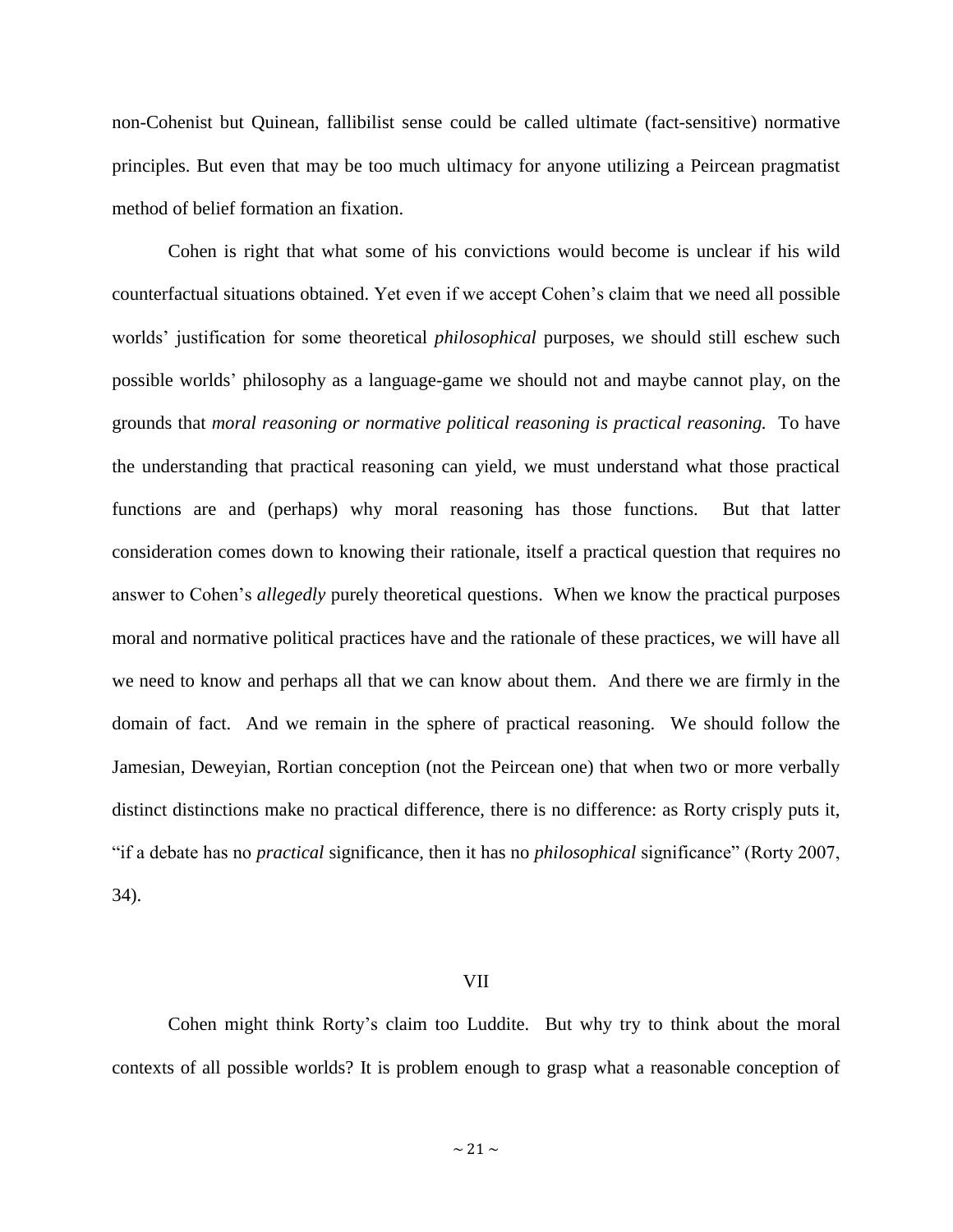non-Cohenist but Quinean, fallibilist sense could be called ultimate (fact-sensitive) normative principles. But even that may be too much ultimacy for anyone utilizing a Peircean pragmatist method of belief formation an fixation.

Cohen is right that what some of his convictions would become is unclear if his wild counterfactual situations obtained. Yet even if we accept Cohen's claim that we need all possible worlds' justification for some theoretical *philosophical* purposes, we should still eschew such possible worlds' philosophy as a language-game we should not and maybe cannot play, on the grounds that *moral reasoning or normative political reasoning is practical reasoning.* To have the understanding that practical reasoning can yield, we must understand what those practical functions are and (perhaps) why moral reasoning has those functions. But that latter consideration comes down to knowing their rationale, itself a practical question that requires no answer to Cohen's *allegedly* purely theoretical questions. When we know the practical purposes moral and normative political practices have and the rationale of these practices, we will have all we need to know and perhaps all that we can know about them. And there we are firmly in the domain of fact. And we remain in the sphere of practical reasoning. We should follow the Jamesian, Deweyian, Rortian conception (not the Peircean one) that when two or more verbally distinct distinctions make no practical difference, there is no difference: as Rorty crisply puts it, "if a debate has no *practical* significance, then it has no *philosophical* significance" (Rorty 2007, 34).

## VII

Cohen might think Rorty's claim too Luddite. But why try to think about the moral contexts of all possible worlds? It is problem enough to grasp what a reasonable conception of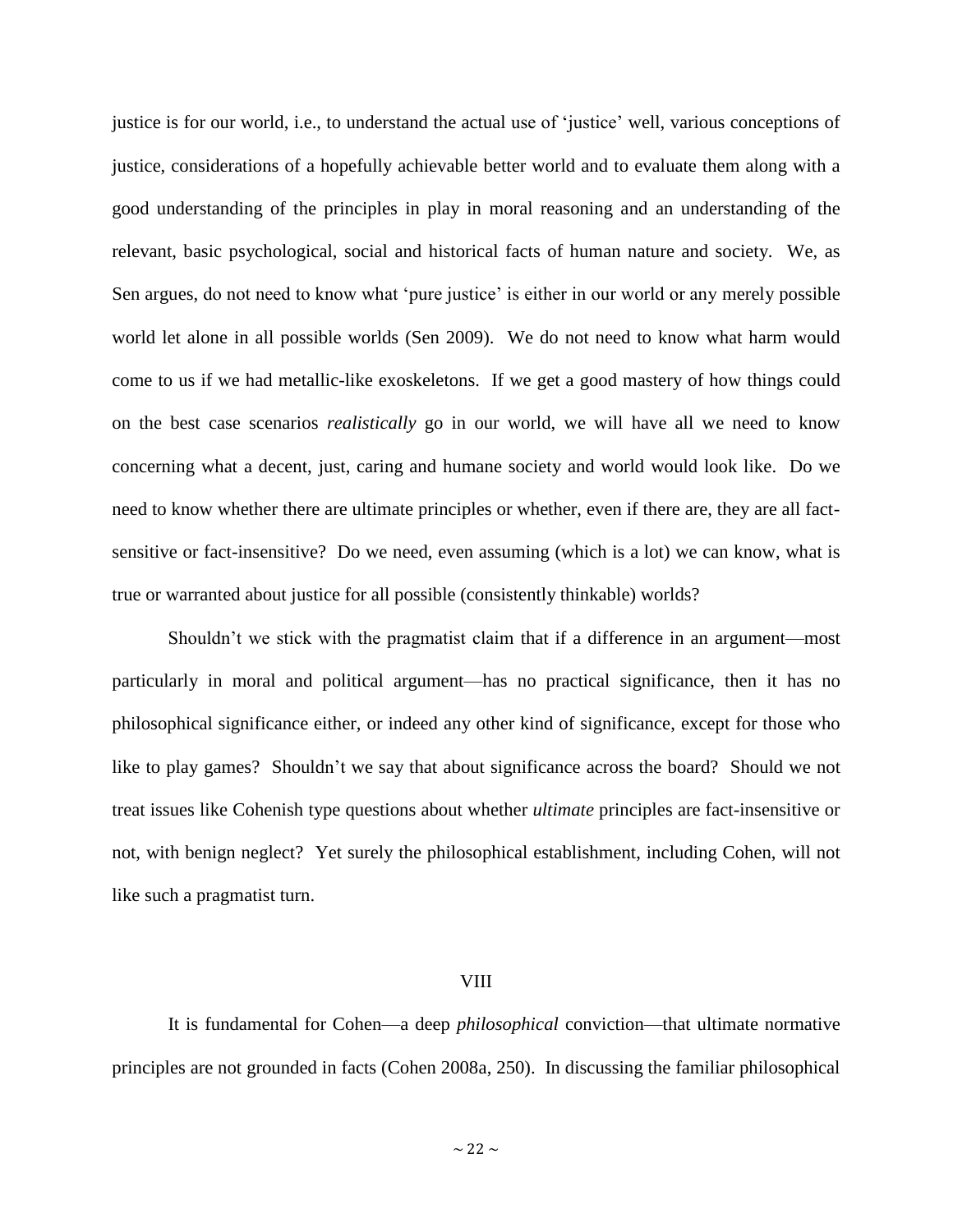justice is for our world, i.e., to understand the actual use of 'justice' well, various conceptions of justice, considerations of a hopefully achievable better world and to evaluate them along with a good understanding of the principles in play in moral reasoning and an understanding of the relevant, basic psychological, social and historical facts of human nature and society. We, as Sen argues, do not need to know what 'pure justice' is either in our world or any merely possible world let alone in all possible worlds (Sen 2009). We do not need to know what harm would come to us if we had metallic-like exoskeletons. If we get a good mastery of how things could on the best case scenarios *realistically* go in our world, we will have all we need to know concerning what a decent, just, caring and humane society and world would look like. Do we need to know whether there are ultimate principles or whether, even if there are, they are all fact-sensitive or fact-insensitive? Do we need, even assuming (which is a lot) we can know, what is true or warranted about justice for all possible (consistently thinkable) worlds?

Shouldn't we stick with the pragmatist claim that if a difference in an argument—most particularly in moral and political argument—has no practical significance, then it has no philosophical significance either, or indeed any other kind of significance, except for those who like to play games? Shouldn't we say that about significance across the board? Should we not treat issues like Cohenish type questions about whether *ultimate* principles are fact-insensitive or not, with benign neglect? Yet surely the philosophical establishment, including Cohen, will not like such a pragmatist turn.

## VIII

It is fundamental for Cohen—a deep *philosophical* conviction—that ultimate normative principles are not grounded in facts (Cohen 2008a, 250). In discussing the familiar philosophical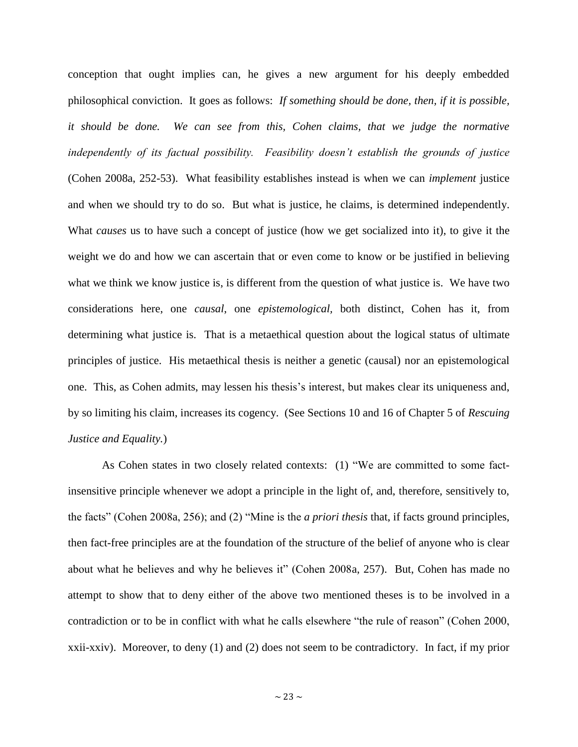conception that ought implies can, he gives a new argument for his deeply embedded philosophical conviction. It goes as follows: *If something should be done, then, if it is possible, it should be done. We can see from this, Cohen claims, that we judge the normative independently of its factual possibility. Feasibility doesn't establish the grounds of justice* (Cohen 2008a, 252-53). What feasibility establishes instead is when we can *implement* justice and when we should try to do so. But what is justice, he claims, is determined independently. What *causes* us to have such a concept of justice (how we get socialized into it), to give it the weight we do and how we can ascertain that or even come to know or be justified in believing what we think we know justice is, is different from the question of what justice is. We have two considerations here, one *causal*, one *epistemological,* both distinct, Cohen has it, from determining what justice is. That is a metaethical question about the logical status of ultimate principles of justice. His metaethical thesis is neither a genetic (causal) nor an epistemological one. This, as Cohen admits, may lessen his thesis's interest, but makes clear its uniqueness and, by so limiting his claim, increases its cogency. (See Sections 10 and 16 of Chapter 5 of *Rescuing Justice and Equality.*)

As Cohen states in two closely related contexts: (1) "We are committed to some fact-insensitive principle whenever we adopt a principle in the light of, and, therefore, sensitively to, the facts" (Cohen 2008a, 256); and (2) "Mine is the *a priori thesis* that, if facts ground principles, then fact-free principles are at the foundation of the structure of the belief of anyone who is clear about what he believes and why he believes it" (Cohen 2008a, 257). But, Cohen has made no attempt to show that to deny either of the above two mentioned theses is to be involved in a contradiction or to be in conflict with what he calls elsewhere "the rule of reason" (Cohen 2000, xxii-xxiv). Moreover, to deny (1) and (2) does not seem to be contradictory. In fact, if my prior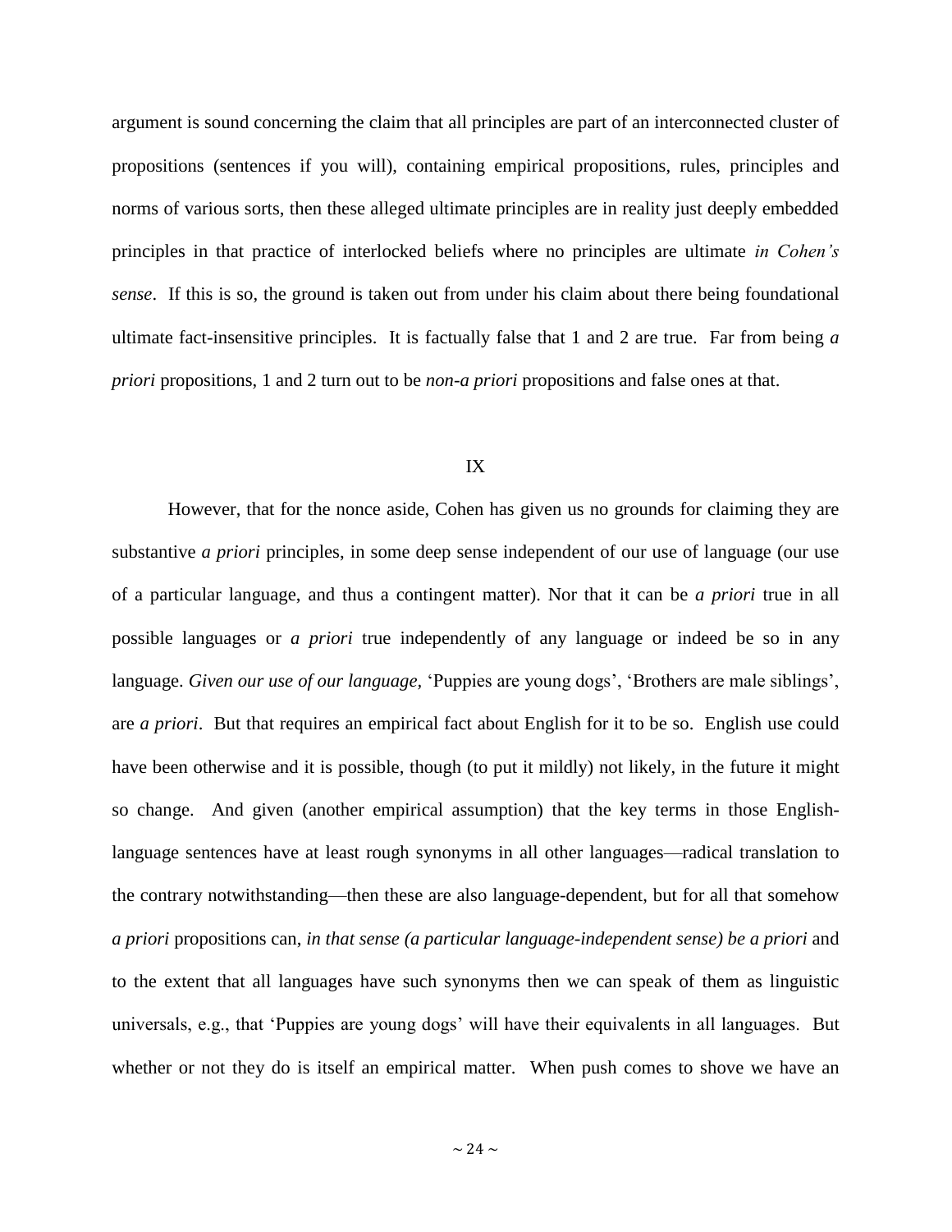argument is sound concerning the claim that all principles are part of an interconnected cluster of propositions (sentences if you will), containing empirical propositions, rules, principles and norms of various sorts, then these alleged ultimate principles are in reality just deeply embedded principles in that practice of interlocked beliefs where no principles are ultimate *in Cohen's sense*. If this is so, the ground is taken out from under his claim about there being foundational ultimate fact-insensitive principles. It is factually false that 1 and 2 are true. Far from being *a priori* propositions, 1 and 2 turn out to be *non-a priori* propositions and false ones at that.

## IX

However, that for the nonce aside, Cohen has given us no grounds for claiming they are substantive *a priori* principles, in some deep sense independent of our use of language (our use of a particular language, and thus a contingent matter). Nor that it can be *a priori* true in all possible languages or *a priori* true independently of any language or indeed be so in any language. *Given our use of our language,* 'Puppies are young dogs', 'Brothers are male siblings', are *a priori*. But that requires an empirical fact about English for it to be so. English use could have been otherwise and it is possible, though (to put it mildly) not likely, in the future it might so change. And given (another empirical assumption) that the key terms in those English-language sentences have at least rough synonyms in all other languages—radical translation to the contrary notwithstanding—then these are also language-dependent, but for all that somehow *a priori* propositions can, *in that sense (a particular language-independent sense) be a priori* and to the extent that all languages have such synonyms then we can speak of them as linguistic universals, e.g., that 'Puppies are young dogs' will have their equivalents in all languages. But whether or not they do is itself an empirical matter. When push comes to shove we have an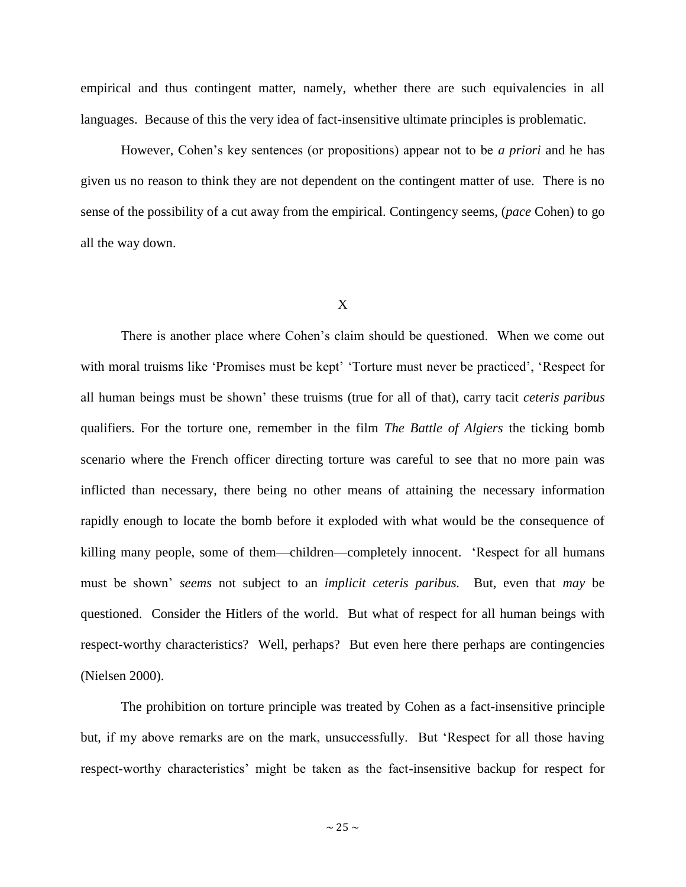empirical and thus contingent matter, namely, whether there are such equivalencies in all languages. Because of this the very idea of fact-insensitive ultimate principles is problematic.

However, Cohen's key sentences (or propositions) appear not to be *a priori* and he has given us no reason to think they are not dependent on the contingent matter of use. There is no sense of the possibility of a cut away from the empirical. Contingency seems, (*pace* Cohen) to go all the way down.

## X

There is another place where Cohen's claim should be questioned. When we come out with moral truisms like 'Promises must be kept' 'Torture must never be practiced', 'Respect for all human beings must be shown' these truisms (true for all of that), carry tacit *ceteris paribus* qualifiers. For the torture one, remember in the film *The Battle of Algiers* the ticking bomb scenario where the French officer directing torture was careful to see that no more pain was inflicted than necessary, there being no other means of attaining the necessary information rapidly enough to locate the bomb before it exploded with what would be the consequence of killing many people, some of them—children—completely innocent. 'Respect for all humans must be shown' *seems* not subject to an *implicit ceteris paribus.* But, even that *may* be questioned. Consider the Hitlers of the world. But what of respect for all human beings with respect-worthy characteristics? Well, perhaps? But even here there perhaps are contingencies (Nielsen 2000).

The prohibition on torture principle was treated by Cohen as a fact-insensitive principle but, if my above remarks are on the mark, unsuccessfully. But 'Respect for all those having respect-worthy characteristics' might be taken as the fact-insensitive backup for respect for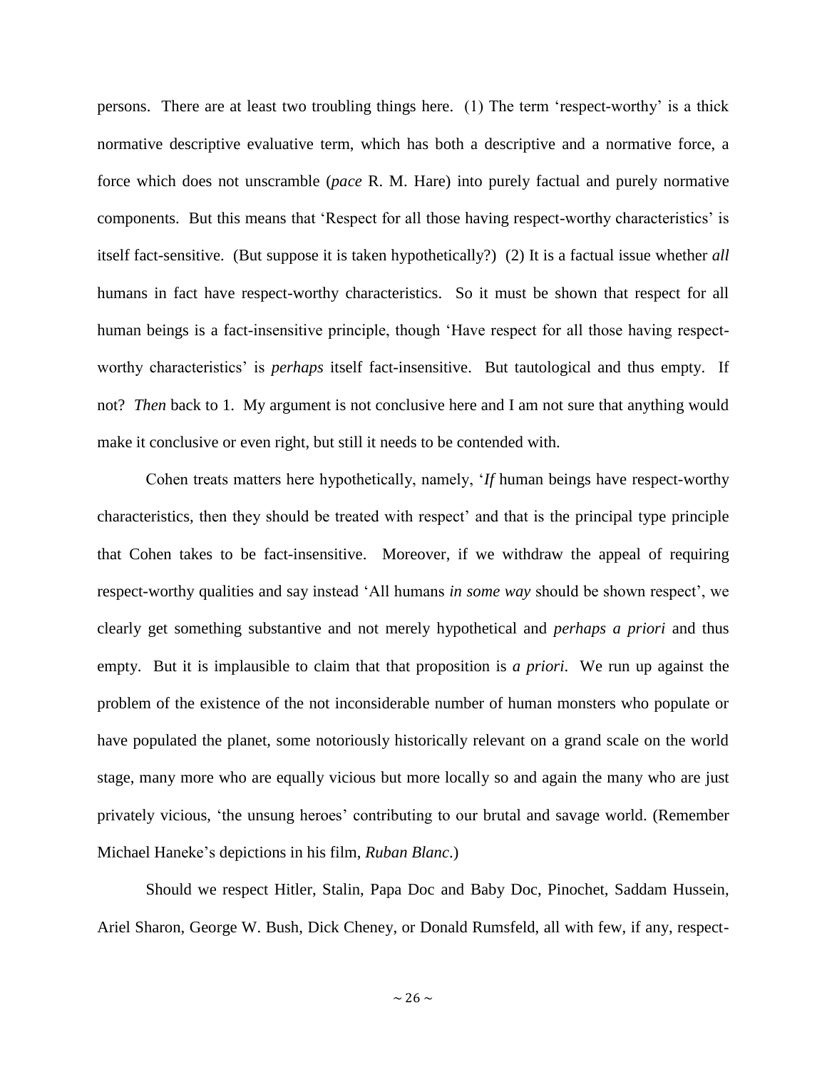persons. There are at least two troubling things here. (1) The term 'respect-worthy' is a thick normative descriptive evaluative term, which has both a descriptive and a normative force, a force which does not unscramble (*pace* R. M. Hare) into purely factual and purely normative components. But this means that 'Respect for all those having respect-worthy characteristics' is itself fact-sensitive. (But suppose it is taken hypothetically?) (2) It is a factual issue whether *all* humans in fact have respect-worthy characteristics. So it must be shown that respect for all human beings is a fact-insensitive principle, though 'Have respect for all those having respect-worthy characteristics' is *perhaps* itself fact-insensitive. But tautological and thus empty. If not? *Then* back to 1. My argument is not conclusive here and I am not sure that anything would make it conclusive or even right, but still it needs to be contended with.

Cohen treats matters here hypothetically, namely, '*If* human beings have respect-worthy characteristics, then they should be treated with respect' and that is the principal type principle that Cohen takes to be fact-insensitive. Moreover, if we withdraw the appeal of requiring respect-worthy qualities and say instead 'All humans *in some way* should be shown respect', we clearly get something substantive and not merely hypothetical and *perhaps a priori* and thus empty. But it is implausible to claim that that proposition is *a priori*. We run up against the problem of the existence of the not inconsiderable number of human monsters who populate or have populated the planet, some notoriously historically relevant on a grand scale on the world stage, many more who are equally vicious but more locally so and again the many who are just privately vicious, 'the unsung heroes' contributing to our brutal and savage world. (Remember Michael Haneke's depictions in his film, *Ruban Blanc*.)

Should we respect Hitler, Stalin, Papa Doc and Baby Doc, Pinochet, Saddam Hussein, Ariel Sharon, George W. Bush, Dick Cheney, or Donald Rumsfeld, all with few, if any, respect-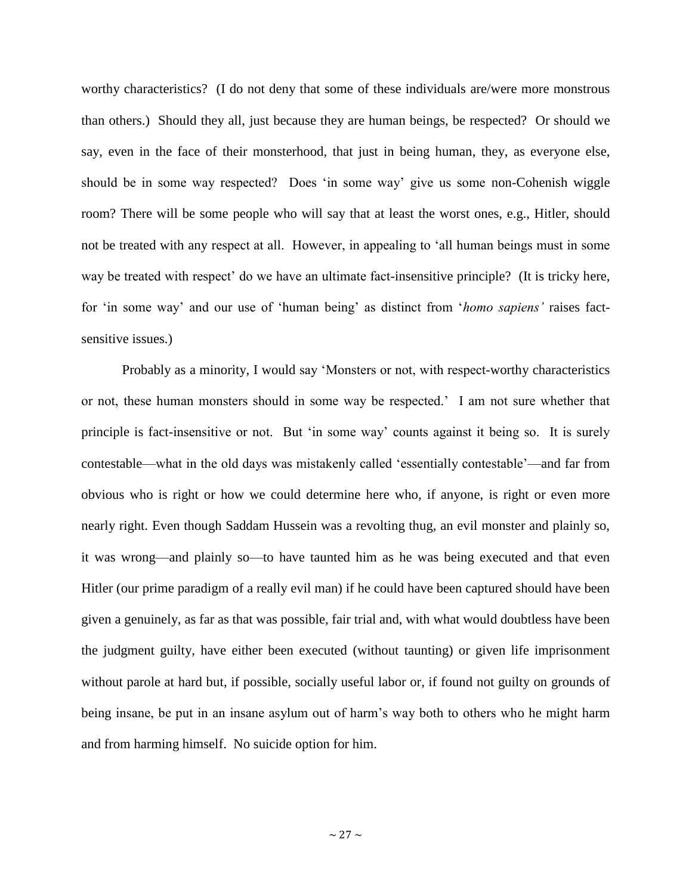worthy characteristics? (I do not deny that some of these individuals are/were more monstrous than others.) Should they all, just because they are human beings, be respected? Or should we say, even in the face of their monsterhood, that just in being human, they, as everyone else, should be in some way respected? Does 'in some way' give us some non-Cohenish wiggle room? There will be some people who will say that at least the worst ones, e.g., Hitler, should not be treated with any respect at all. However, in appealing to 'all human beings must in some way be treated with respect' do we have an ultimate fact-insensitive principle? (It is tricky here, for 'in some way' and our use of 'human being' as distinct from '*homo sapiens'* raises fact-sensitive issues.)

Probably as a minority, I would say 'Monsters or not, with respect-worthy characteristics or not, these human monsters should in some way be respected.' I am not sure whether that principle is fact-insensitive or not. But 'in some way' counts against it being so. It is surely contestable—what in the old days was mistakenly called 'essentially contestable'—and far from obvious who is right or how we could determine here who, if anyone, is right or even more nearly right. Even though Saddam Hussein was a revolting thug, an evil monster and plainly so, it was wrong—and plainly so—to have taunted him as he was being executed and that even Hitler (our prime paradigm of a really evil man) if he could have been captured should have been given a genuinely, as far as that was possible, fair trial and, with what would doubtless have been the judgment guilty, have either been executed (without taunting) or given life imprisonment without parole at hard but, if possible, socially useful labor or, if found not guilty on grounds of being insane, be put in an insane asylum out of harm's way both to others who he might harm and from harming himself. No suicide option for him.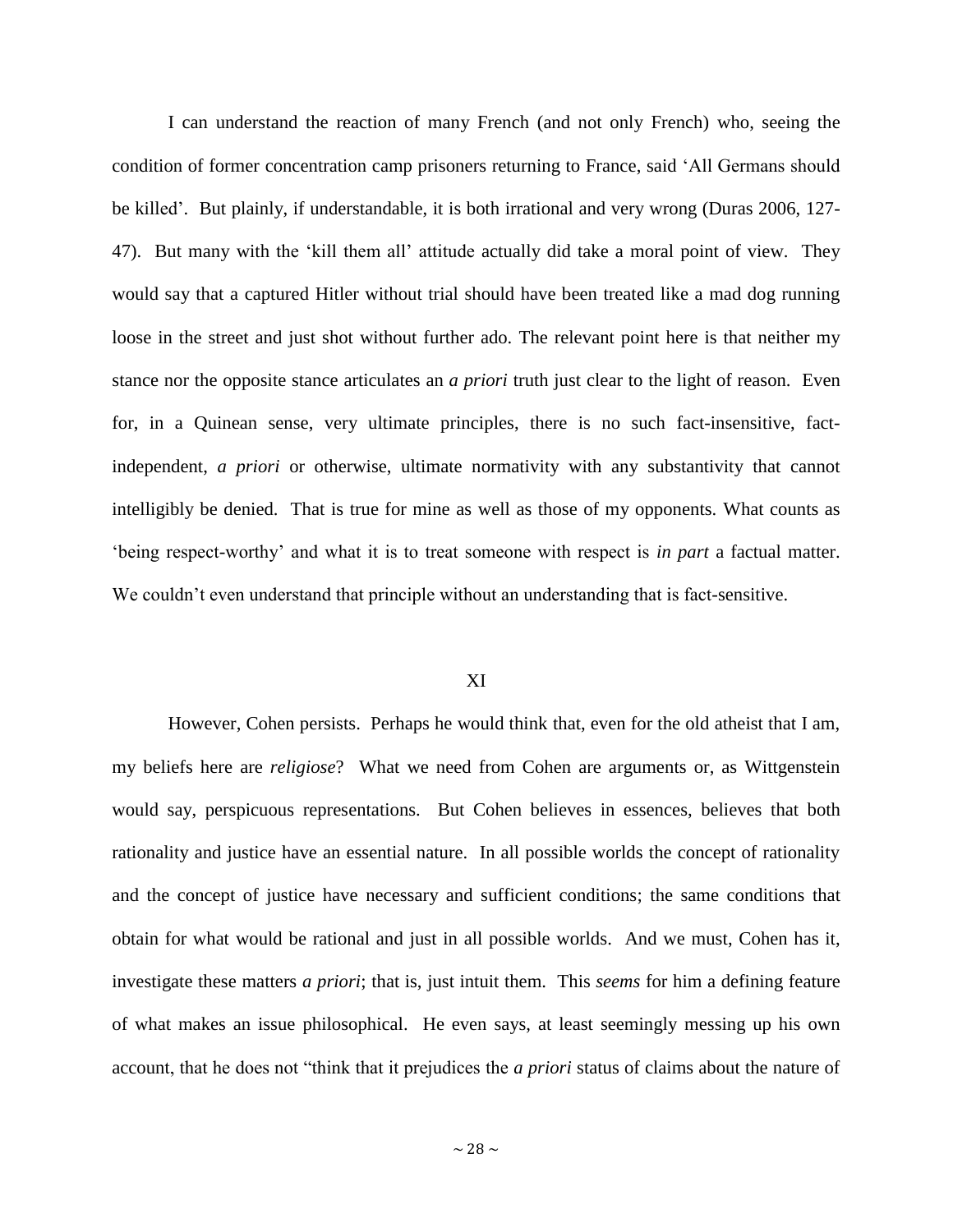I can understand the reaction of many French (and not only French) who, seeing the condition of former concentration camp prisoners returning to France, said 'All Germans should be killed'. But plainly, if understandable, it is both irrational and very wrong (Duras 2006, 127-47). But many with the 'kill them all' attitude actually did take a moral point of view. They would say that a captured Hitler without trial should have been treated like a mad dog running loose in the street and just shot without further ado. The relevant point here is that neither my stance nor the opposite stance articulates an *a priori* truth just clear to the light of reason. Even for, in a Quinean sense, very ultimate principles, there is no such fact-insensitive, fact-independent, *a priori* or otherwise, ultimate normativity with any substantivity that cannot intelligibly be denied. That is true for mine as well as those of my opponents. What counts as 'being respect-worthy' and what it is to treat someone with respect is *in part* a factual matter. We couldn't even understand that principle without an understanding that is fact-sensitive.

## XI

However, Cohen persists. Perhaps he would think that, even for the old atheist that I am, my beliefs here are *religiose*? What we need from Cohen are arguments or, as Wittgenstein would say, perspicuous representations. But Cohen believes in essences, believes that both rationality and justice have an essential nature. In all possible worlds the concept of rationality and the concept of justice have necessary and sufficient conditions; the same conditions that obtain for what would be rational and just in all possible worlds. And we must, Cohen has it, investigate these matters *a priori*; that is, just intuit them. This *seems* for him a defining feature of what makes an issue philosophical. He even says, at least seemingly messing up his own account, that he does not "think that it prejudices the *a priori* status of claims about the nature of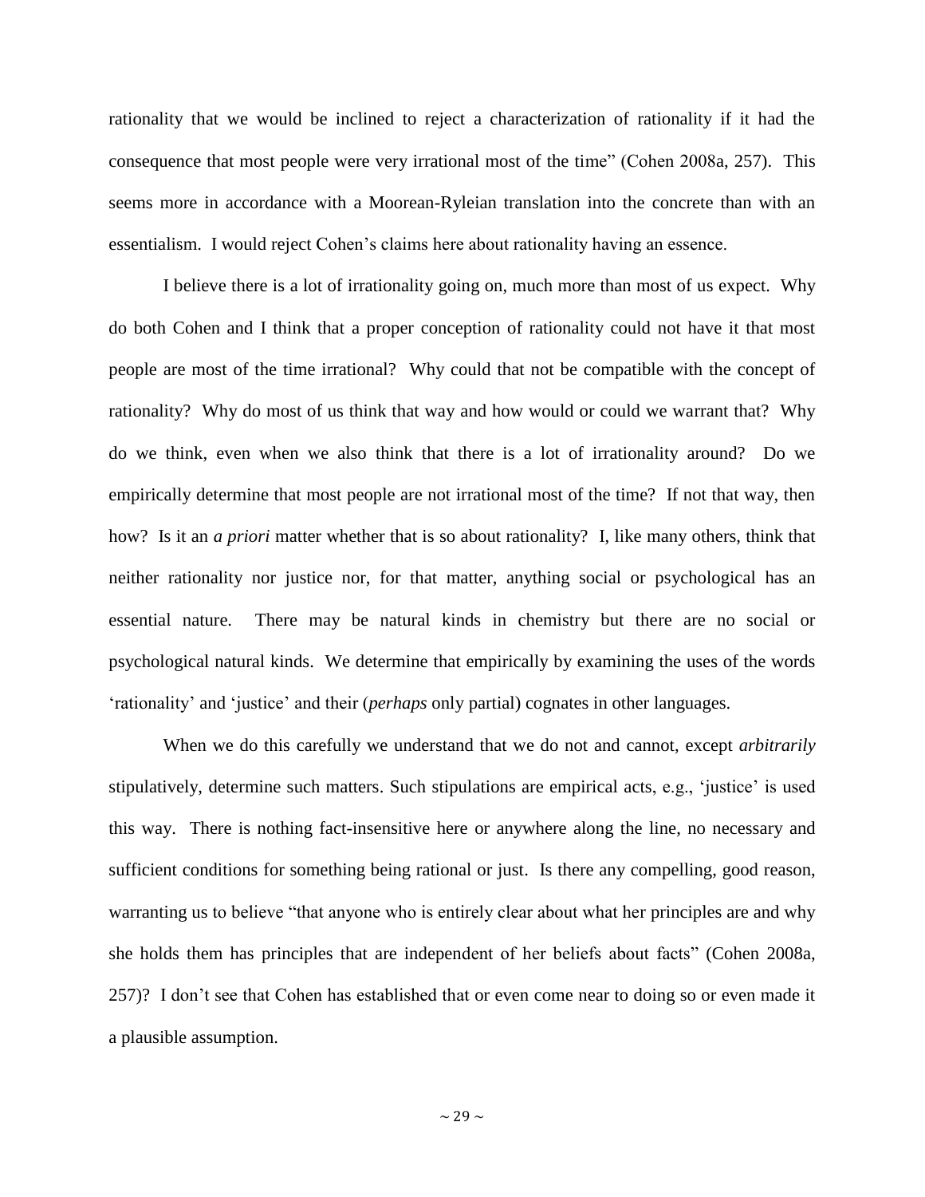rationality that we would be inclined to reject a characterization of rationality if it had the consequence that most people were very irrational most of the time" (Cohen 2008a, 257). This seems more in accordance with a Moorean-Ryleian translation into the concrete than with an essentialism. I would reject Cohen's claims here about rationality having an essence.

I believe there is a lot of irrationality going on, much more than most of us expect. Why do both Cohen and I think that a proper conception of rationality could not have it that most people are most of the time irrational? Why could that not be compatible with the concept of rationality? Why do most of us think that way and how would or could we warrant that? Why do we think, even when we also think that there is a lot of irrationality around? Do we empirically determine that most people are not irrational most of the time? If not that way, then how? Is it an *a priori* matter whether that is so about rationality? I, like many others, think that neither rationality nor justice nor, for that matter, anything social or psychological has an essential nature. There may be natural kinds in chemistry but there are no social or psychological natural kinds. We determine that empirically by examining the uses of the words 'rationality' and 'justice' and their (*perhaps* only partial) cognates in other languages.

When we do this carefully we understand that we do not and cannot, except *arbitrarily* stipulatively, determine such matters. Such stipulations are empirical acts, e.g., 'justice' is used this way. There is nothing fact-insensitive here or anywhere along the line, no necessary and sufficient conditions for something being rational or just. Is there any compelling, good reason, warranting us to believe "that anyone who is entirely clear about what her principles are and why she holds them has principles that are independent of her beliefs about facts" (Cohen 2008a, 257)? I don't see that Cohen has established that or even come near to doing so or even made it a plausible assumption.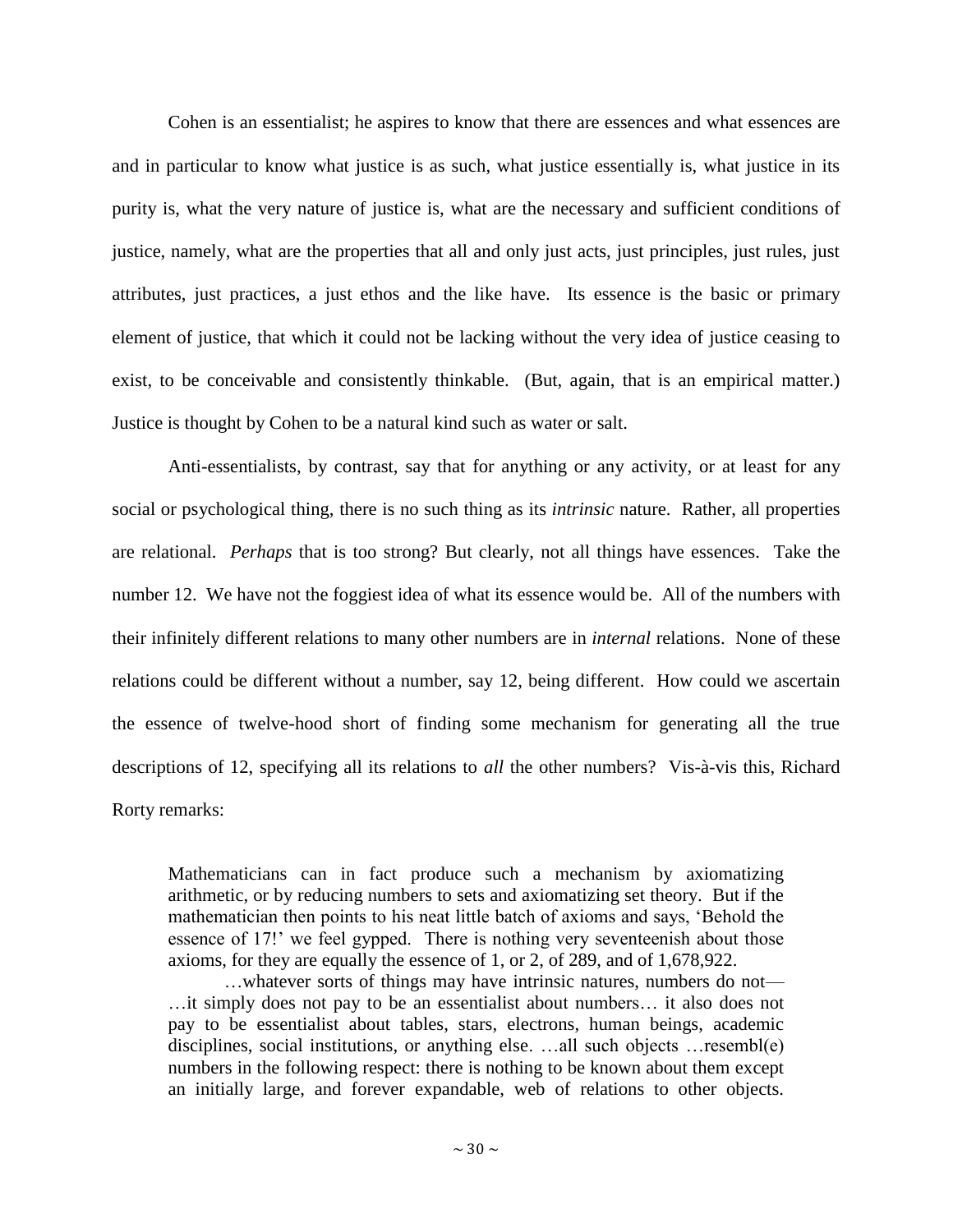Cohen is an essentialist; he aspires to know that there are essences and what essences are and in particular to know what justice is as such, what justice essentially is, what justice in its purity is, what the very nature of justice is, what are the necessary and sufficient conditions of justice, namely, what are the properties that all and only just acts, just principles, just rules, just attributes, just practices, a just ethos and the like have. Its essence is the basic or primary element of justice, that which it could not be lacking without the very idea of justice ceasing to exist, to be conceivable and consistently thinkable. (But, again, that is an empirical matter.) Justice is thought by Cohen to be a natural kind such as water or salt.

Anti-essentialists, by contrast, say that for anything or any activity, or at least for any social or psychological thing, there is no such thing as its *intrinsic* nature. Rather, all properties are relational. *Perhaps* that is too strong? But clearly, not all things have essences. Take the number 12. We have not the foggiest idea of what its essence would be. All of the numbers with their infinitely different relations to many other numbers are in *internal* relations. None of these relations could be different without a number, say 12, being different. How could we ascertain the essence of twelve-hood short of finding some mechanism for generating all the true descriptions of 12, specifying all its relations to *all* the other numbers? Vis-à-vis this, Richard Rorty remarks:

> Mathematicians can in fact produce such a mechanism by axiomatizing arithmetic, or by reducing numbers to sets and axiomatizing set theory. But if the mathematician then points to his neat little batch of axioms and says, 'Behold the essence of 17!' we feel gypped. There is nothing very seventeenish about those axioms, for they are equally the essence of 1, or 2, of 289, and of 1,678,922.
>
> …whatever sorts of things may have intrinsic natures, numbers do not— …it simply does not pay to be an essentialist about numbers… it also does not pay to be essentialist about tables, stars, electrons, human beings, academic disciplines, social institutions, or anything else. …all such objects …resembl(e) numbers in the following respect: there is nothing to be known about them except an initially large, and forever expandable, web of relations to other objects.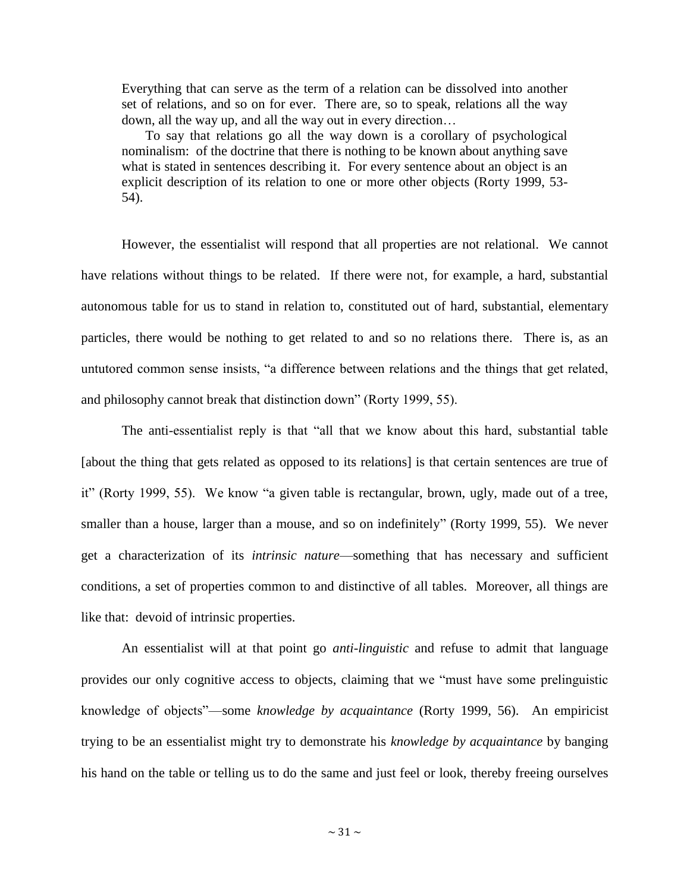> Everything that can serve as the term of a relation can be dissolved into another set of relations, and so on for ever. There are, so to speak, relations all the way down, all the way up, and all the way out in every direction…
>
> To say that relations go all the way down is a corollary of psychological nominalism: of the doctrine that there is nothing to be known about anything save what is stated in sentences describing it. For every sentence about an object is an explicit description of its relation to one or more other objects (Rorty 1999, 53-54).

However, the essentialist will respond that all properties are not relational. We cannot have relations without things to be related. If there were not, for example, a hard, substantial autonomous table for us to stand in relation to, constituted out of hard, substantial, elementary particles, there would be nothing to get related to and so no relations there. There is, as an untutored common sense insists, "a difference between relations and the things that get related, and philosophy cannot break that distinction down" (Rorty 1999, 55).

The anti-essentialist reply is that "all that we know about this hard, substantial table [about the thing that gets related as opposed to its relations] is that certain sentences are true of it" (Rorty 1999, 55). We know "a given table is rectangular, brown, ugly, made out of a tree, smaller than a house, larger than a mouse, and so on indefinitely" (Rorty 1999, 55). We never get a characterization of its *intrinsic nature*—something that has necessary and sufficient conditions, a set of properties common to and distinctive of all tables. Moreover, all things are like that: devoid of intrinsic properties.

An essentialist will at that point go *anti-linguistic* and refuse to admit that language provides our only cognitive access to objects, claiming that we "must have some prelinguistic knowledge of objects"—some *knowledge by acquaintance* (Rorty 1999, 56). An empiricist trying to be an essentialist might try to demonstrate his *knowledge by acquaintance* by banging his hand on the table or telling us to do the same and just feel or look, thereby freeing ourselves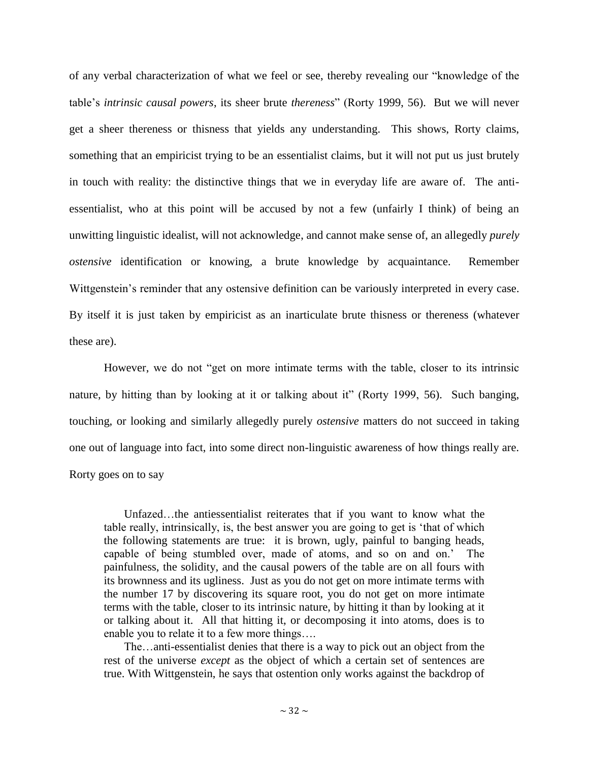of any verbal characterization of what we feel or see, thereby revealing our "knowledge of the table's *intrinsic causal powers*, its sheer brute *thereness*" (Rorty 1999, 56). But we will never get a sheer thereness or thisness that yields any understanding. This shows, Rorty claims, something that an empiricist trying to be an essentialist claims, but it will not put us just brutely in touch with reality: the distinctive things that we in everyday life are aware of. The anti-essentialist, who at this point will be accused by not a few (unfairly I think) of being an unwitting linguistic idealist, will not acknowledge, and cannot make sense of, an allegedly *purely ostensive* identification or knowing, a brute knowledge by acquaintance. Remember Wittgenstein's reminder that any ostensive definition can be variously interpreted in every case. By itself it is just taken by empiricist as an inarticulate brute thisness or thereness (whatever these are).

However, we do not "get on more intimate terms with the table, closer to its intrinsic nature, by hitting than by looking at it or talking about it" (Rorty 1999, 56). Such banging, touching, or looking and similarly allegedly purely *ostensive* matters do not succeed in taking one out of language into fact, into some direct non-linguistic awareness of how things really are. Rorty goes on to say

> Unfazed…the antiessentialist reiterates that if you want to know what the table really, intrinsically, is, the best answer you are going to get is 'that of which the following statements are true: it is brown, ugly, painful to banging heads, capable of being stumbled over, made of atoms, and so on and on.' The painfulness, the solidity, and the causal powers of the table are on all fours with its brownness and its ugliness. Just as you do not get on more intimate terms with the number 17 by discovering its square root, you do not get on more intimate terms with the table, closer to its intrinsic nature, by hitting it than by looking at it or talking about it. All that hitting it, or decomposing it into atoms, does is to enable you to relate it to a few more things….
>
> The…anti-essentialist denies that there is a way to pick out an object from the rest of the universe *except* as the object of which a certain set of sentences are true. With Wittgenstein, he says that ostention only works against the backdrop of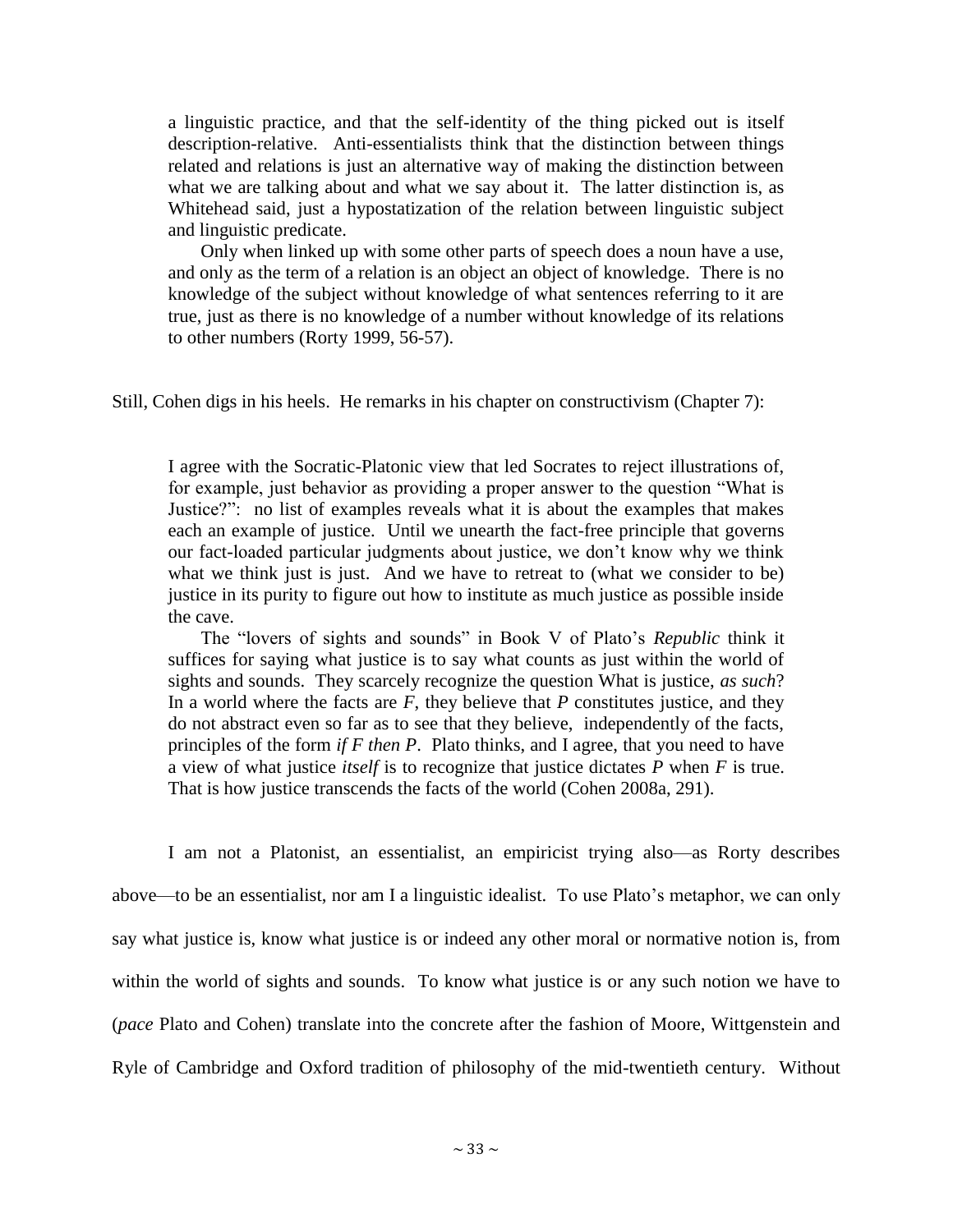> a linguistic practice, and that the self-identity of the thing picked out is itself description-relative. Anti-essentialists think that the distinction between things related and relations is just an alternative way of making the distinction between what we are talking about and what we say about it. The latter distinction is, as Whitehead said, just a hypostatization of the relation between linguistic subject and linguistic predicate.
>
> Only when linked up with some other parts of speech does a noun have a use, and only as the term of a relation is an object an object of knowledge. There is no knowledge of the subject without knowledge of what sentences referring to it are true, just as there is no knowledge of a number without knowledge of its relations to other numbers (Rorty 1999, 56-57).

Still, Cohen digs in his heels. He remarks in his chapter on constructivism (Chapter 7):

> I agree with the Socratic-Platonic view that led Socrates to reject illustrations of, for example, just behavior as providing a proper answer to the question "What is Justice?": no list of examples reveals what it is about the examples that makes each an example of justice. Until we unearth the fact-free principle that governs our fact-loaded particular judgments about justice, we don't know why we think what we think just is just. And we have to retreat to (what we consider to be) justice in its purity to figure out how to institute as much justice as possible inside the cave.
>
> The "lovers of sights and sounds" in Book V of Plato's *Republic* think it suffices for saying what justice is to say what counts as just within the world of sights and sounds. They scarcely recognize the question What is justice, *as such*? In a world where the facts are *F*, they believe that *P* constitutes justice, and they do not abstract even so far as to see that they believe, independently of the facts, principles of the form *if F then P*. Plato thinks, and I agree, that you need to have a view of what justice *itself* is to recognize that justice dictates *P* when *F* is true. That is how justice transcends the facts of the world (Cohen 2008a, 291).

I am not a Platonist, an essentialist, an empiricist trying also—as Rorty describes above—to be an essentialist, nor am I a linguistic idealist. To use Plato's metaphor, we can only say what justice is, know what justice is or indeed any other moral or normative notion is, from within the world of sights and sounds. To know what justice is or any such notion we have to (*pace* Plato and Cohen) translate into the concrete after the fashion of Moore, Wittgenstein and Ryle of Cambridge and Oxford tradition of philosophy of the mid-twentieth century. Without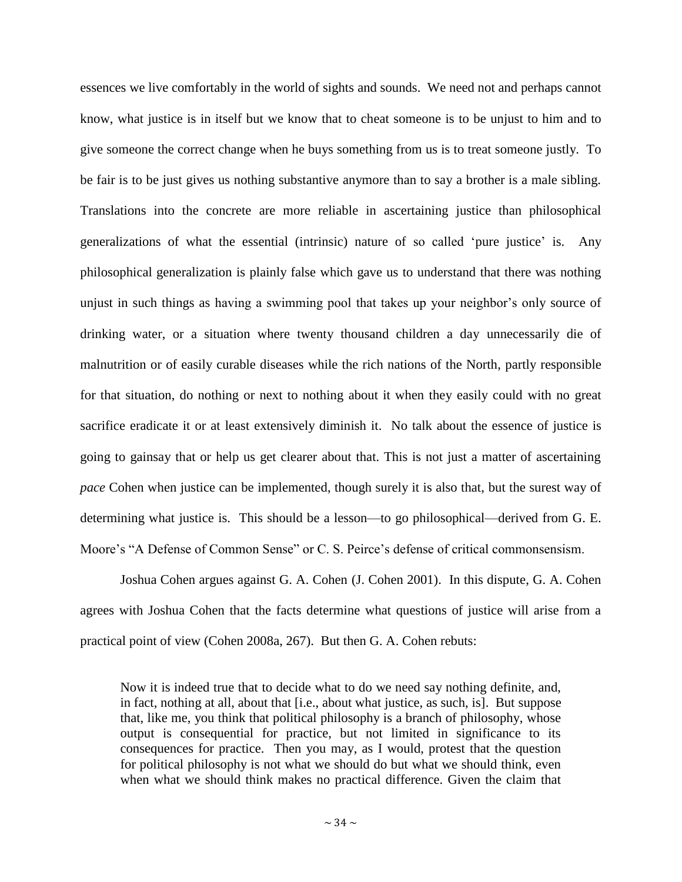essences we live comfortably in the world of sights and sounds. We need not and perhaps cannot know, what justice is in itself but we know that to cheat someone is to be unjust to him and to give someone the correct change when he buys something from us is to treat someone justly. To be fair is to be just gives us nothing substantive anymore than to say a brother is a male sibling. Translations into the concrete are more reliable in ascertaining justice than philosophical generalizations of what the essential (intrinsic) nature of so called 'pure justice' is. Any philosophical generalization is plainly false which gave us to understand that there was nothing unjust in such things as having a swimming pool that takes up your neighbor's only source of drinking water, or a situation where twenty thousand children a day unnecessarily die of malnutrition or of easily curable diseases while the rich nations of the North, partly responsible for that situation, do nothing or next to nothing about it when they easily could with no great sacrifice eradicate it or at least extensively diminish it. No talk about the essence of justice is going to gainsay that or help us get clearer about that. This is not just a matter of ascertaining *pace* Cohen when justice can be implemented, though surely it is also that, but the surest way of determining what justice is. This should be a lesson—to go philosophical—derived from G. E. Moore's "A Defense of Common Sense" or C. S. Peirce's defense of critical commonsensism.

Joshua Cohen argues against G. A. Cohen (J. Cohen 2001). In this dispute, G. A. Cohen agrees with Joshua Cohen that the facts determine what questions of justice will arise from a practical point of view (Cohen 2008a, 267). But then G. A. Cohen rebuts:

> Now it is indeed true that to decide what to do we need say nothing definite, and, in fact, nothing at all, about that [i.e., about what justice, as such, is]. But suppose that, like me, you think that political philosophy is a branch of philosophy, whose output is consequential for practice, but not limited in significance to its consequences for practice. Then you may, as I would, protest that the question for political philosophy is not what we should do but what we should think, even when what we should think makes no practical difference. Given the claim that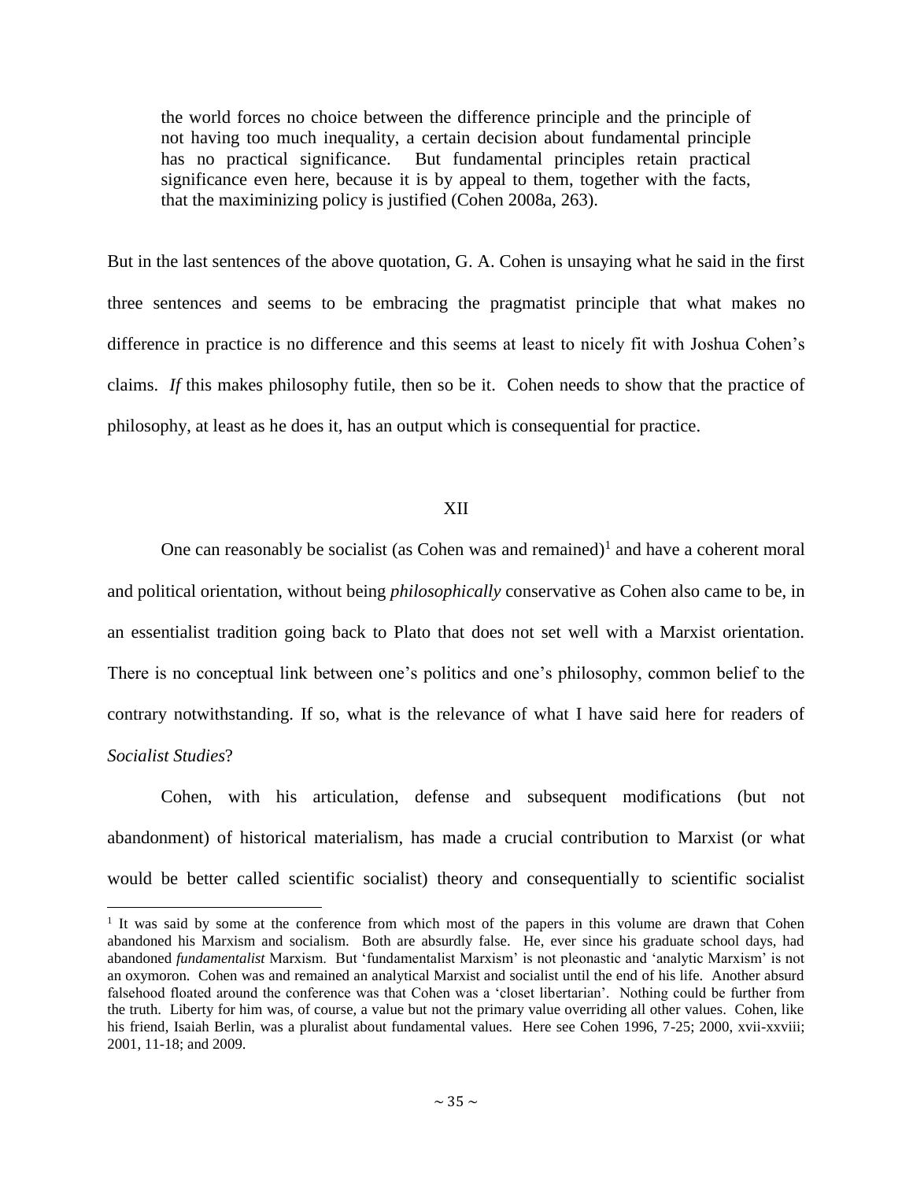> the world forces no choice between the difference principle and the principle of not having too much inequality, a certain decision about fundamental principle has no practical significance. But fundamental principles retain practical significance even here, because it is by appeal to them, together with the facts, that the maximinizing policy is justified (Cohen 2008a, 263).

But in the last sentences of the above quotation, G. A. Cohen is unsaying what he said in the first three sentences and seems to be embracing the pragmatist principle that what makes no difference in practice is no difference and this seems at least to nicely fit with Joshua Cohen's claims. *If* this makes philosophy futile, then so be it. Cohen needs to show that the practice of philosophy, at least as he does it, has an output which is consequential for practice.

## XII

One can reasonably be socialist (as Cohen was and remained)[1] and have a coherent moral and political orientation, without being *philosophically* conservative as Cohen also came to be, in an essentialist tradition going back to Plato that does not set well with a Marxist orientation. There is no conceptual link between one's politics and one's philosophy, common belief to the contrary notwithstanding. If so, what is the relevance of what I have said here for readers of *Socialist Studies*?

Cohen, with his articulation, defense and subsequent modifications (but not abandonment) of historical materialism, has made a crucial contribution to Marxist (or what would be better called scientific socialist) theory and consequentially to scientific socialist

[1] It was said by some at the conference from which most of the papers in this volume are drawn that Cohen abandoned his Marxism and socialism. Both are absurdly false. He, ever since his graduate school days, had abandoned *fundamentalist* Marxism. But 'fundamentalist Marxism' is not pleonastic and 'analytic Marxism' is not an oxymoron. Cohen was and remained an analytical Marxist and socialist until the end of his life. Another absurd falsehood floated around the conference was that Cohen was a 'closet libertarian'. Nothing could be further from the truth. Liberty for him was, of course, a value but not the primary value overriding all other values. Cohen, like his friend, Isaiah Berlin, was a pluralist about fundamental values. Here see Cohen 1996, 7-25; 2000, xvii-xxviii; 2001, 11-18; and 2009.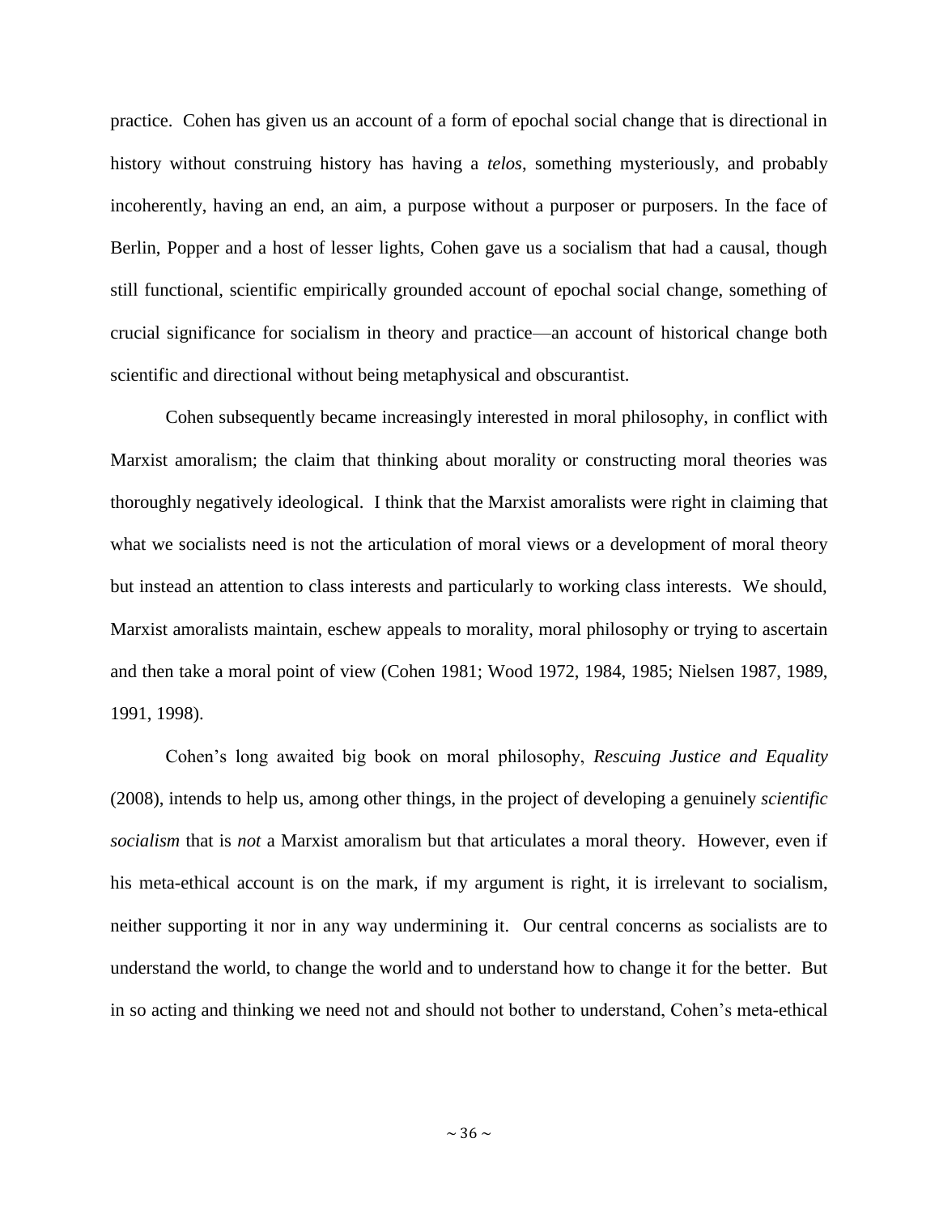practice. Cohen has given us an account of a form of epochal social change that is directional in history without construing history has having a *telos*, something mysteriously, and probably incoherently, having an end, an aim, a purpose without a purposer or purposers. In the face of Berlin, Popper and a host of lesser lights, Cohen gave us a socialism that had a causal, though still functional, scientific empirically grounded account of epochal social change, something of crucial significance for socialism in theory and practice—an account of historical change both scientific and directional without being metaphysical and obscurantist.

Cohen subsequently became increasingly interested in moral philosophy, in conflict with Marxist amoralism; the claim that thinking about morality or constructing moral theories was thoroughly negatively ideological. I think that the Marxist amoralists were right in claiming that what we socialists need is not the articulation of moral views or a development of moral theory but instead an attention to class interests and particularly to working class interests. We should, Marxist amoralists maintain, eschew appeals to morality, moral philosophy or trying to ascertain and then take a moral point of view (Cohen 1981; Wood 1972, 1984, 1985; Nielsen 1987, 1989, 1991, 1998).

Cohen's long awaited big book on moral philosophy, *Rescuing Justice and Equality* (2008), intends to help us, among other things, in the project of developing a genuinely *scientific socialism* that is *not* a Marxist amoralism but that articulates a moral theory. However, even if his meta-ethical account is on the mark, if my argument is right, it is irrelevant to socialism, neither supporting it nor in any way undermining it. Our central concerns as socialists are to understand the world, to change the world and to understand how to change it for the better. But in so acting and thinking we need not and should not bother to understand, Cohen's meta-ethical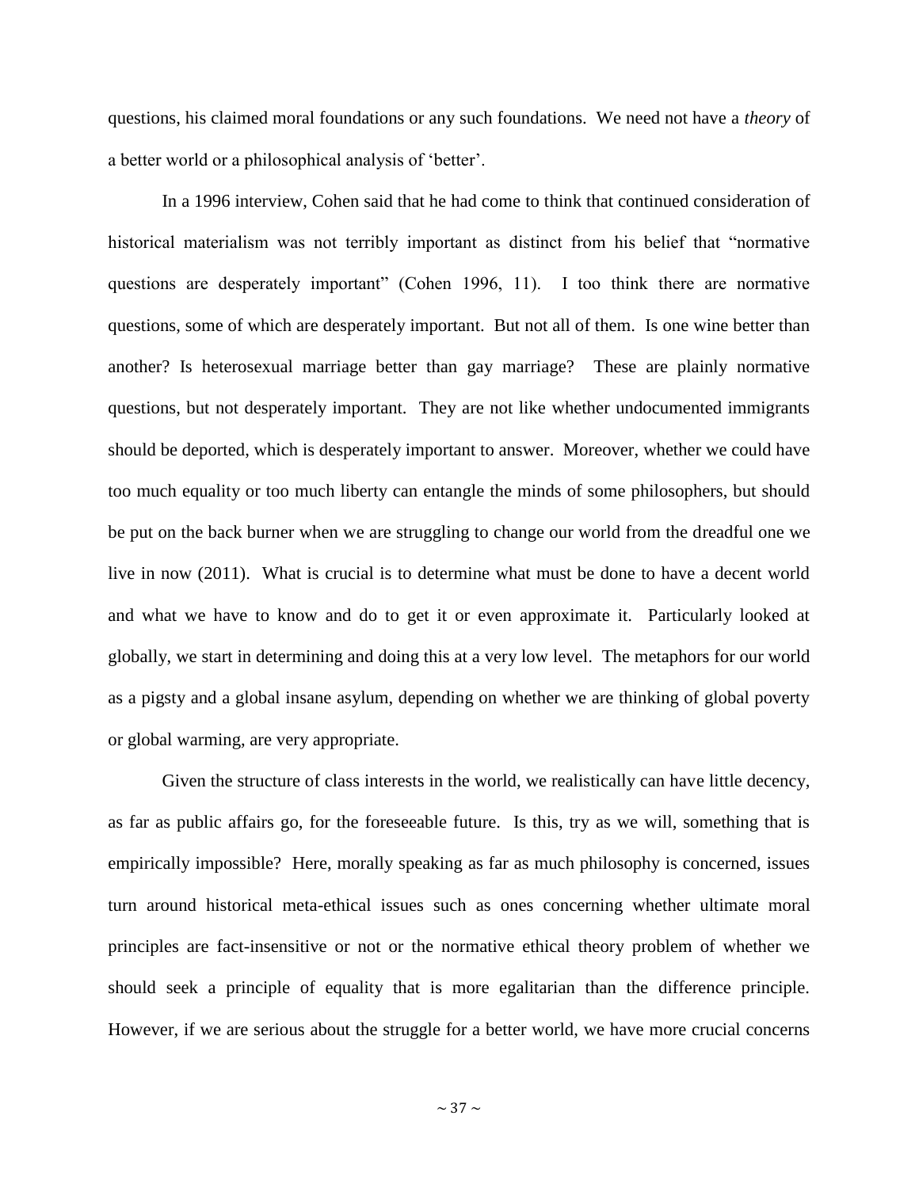questions, his claimed moral foundations or any such foundations. We need not have a *theory* of a better world or a philosophical analysis of 'better'.

In a 1996 interview, Cohen said that he had come to think that continued consideration of historical materialism was not terribly important as distinct from his belief that "normative questions are desperately important" (Cohen 1996, 11). I too think there are normative questions, some of which are desperately important. But not all of them. Is one wine better than another? Is heterosexual marriage better than gay marriage? These are plainly normative questions, but not desperately important. They are not like whether undocumented immigrants should be deported, which is desperately important to answer. Moreover, whether we could have too much equality or too much liberty can entangle the minds of some philosophers, but should be put on the back burner when we are struggling to change our world from the dreadful one we live in now (2011). What is crucial is to determine what must be done to have a decent world and what we have to know and do to get it or even approximate it. Particularly looked at globally, we start in determining and doing this at a very low level. The metaphors for our world as a pigsty and a global insane asylum, depending on whether we are thinking of global poverty or global warming, are very appropriate.

Given the structure of class interests in the world, we realistically can have little decency, as far as public affairs go, for the foreseeable future. Is this, try as we will, something that is empirically impossible? Here, morally speaking as far as much philosophy is concerned, issues turn around historical meta-ethical issues such as ones concerning whether ultimate moral principles are fact-insensitive or not or the normative ethical theory problem of whether we should seek a principle of equality that is more egalitarian than the difference principle. However, if we are serious about the struggle for a better world, we have more crucial concerns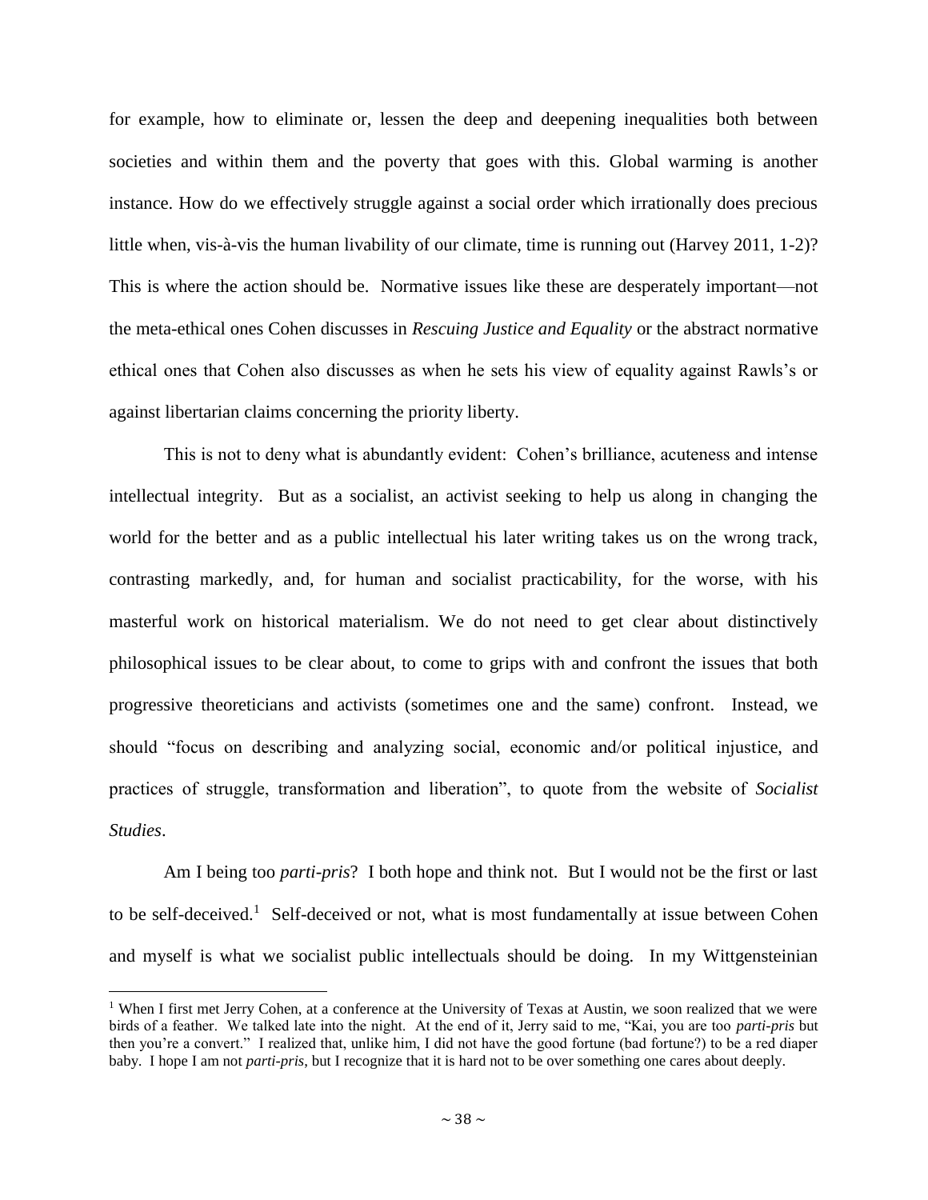for example, how to eliminate or, lessen the deep and deepening inequalities both between societies and within them and the poverty that goes with this. Global warming is another instance. How do we effectively struggle against a social order which irrationally does precious little when, vis-à-vis the human livability of our climate, time is running out (Harvey 2011, 1-2)? This is where the action should be. Normative issues like these are desperately important—not the meta-ethical ones Cohen discusses in *Rescuing Justice and Equality* or the abstract normative ethical ones that Cohen also discusses as when he sets his view of equality against Rawls's or against libertarian claims concerning the priority liberty.

This is not to deny what is abundantly evident: Cohen's brilliance, acuteness and intense intellectual integrity. But as a socialist, an activist seeking to help us along in changing the world for the better and as a public intellectual his later writing takes us on the wrong track, contrasting markedly, and, for human and socialist practicability, for the worse, with his masterful work on historical materialism. We do not need to get clear about distinctively philosophical issues to be clear about, to come to grips with and confront the issues that both progressive theoreticians and activists (sometimes one and the same) confront. Instead, we should "focus on describing and analyzing social, economic and/or political injustice, and practices of struggle, transformation and liberation", to quote from the website of *Socialist Studies*.

Am I being too *parti-pris*? I both hope and think not. But I would not be the first or last to be self-deceived.[1] Self-deceived or not, what is most fundamentally at issue between Cohen and myself is what we socialist public intellectuals should be doing. In my Wittgensteinian

[1] When I first met Jerry Cohen, at a conference at the University of Texas at Austin, we soon realized that we were birds of a feather. We talked late into the night. At the end of it, Jerry said to me, "Kai, you are too *parti-pris* but then you're a convert." I realized that, unlike him, I did not have the good fortune (bad fortune?) to be a red diaper baby. I hope I am not *parti-pris*, but I recognize that it is hard not to be over something one cares about deeply.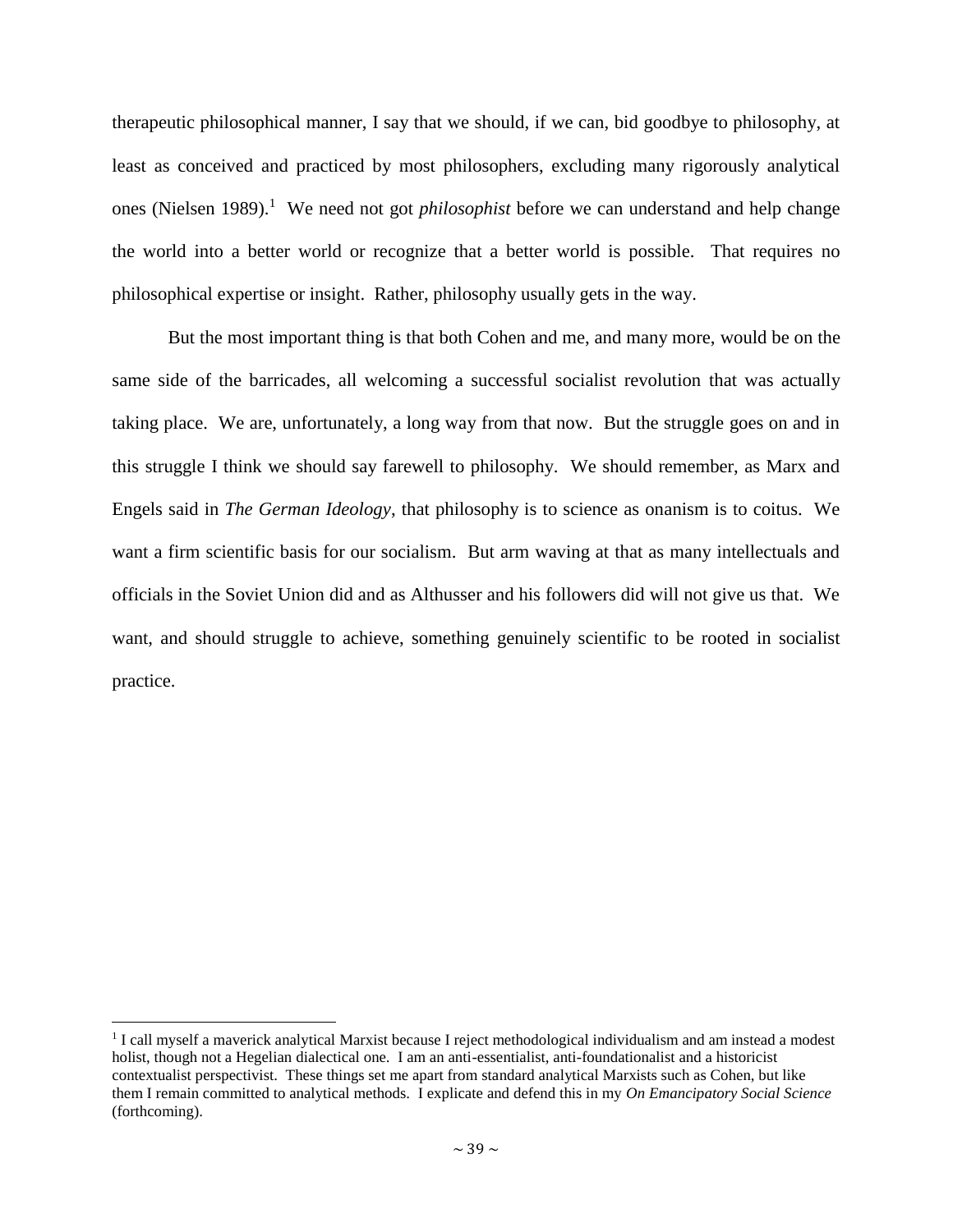therapeutic philosophical manner, I say that we should, if we can, bid goodbye to philosophy, at least as conceived and practiced by most philosophers, excluding many rigorously analytical ones (Nielsen 1989).[1] We need not got *philosophist* before we can understand and help change the world into a better world or recognize that a better world is possible. That requires no philosophical expertise or insight. Rather, philosophy usually gets in the way.

But the most important thing is that both Cohen and me, and many more, would be on the same side of the barricades, all welcoming a successful socialist revolution that was actually taking place. We are, unfortunately, a long way from that now. But the struggle goes on and in this struggle I think we should say farewell to philosophy. We should remember, as Marx and Engels said in *The German Ideology*, that philosophy is to science as onanism is to coitus. We want a firm scientific basis for our socialism. But arm waving at that as many intellectuals and officials in the Soviet Union did and as Althusser and his followers did will not give us that. We want, and should struggle to achieve, something genuinely scientific to be rooted in socialist practice.

[1] I call myself a maverick analytical Marxist because I reject methodological individualism and am instead a modest holist, though not a Hegelian dialectical one. I am an anti-essentialist, anti-foundationalist and a historicist contextualist perspectivist. These things set me apart from standard analytical Marxists such as Cohen, but like them I remain committed to analytical methods. I explicate and defend this in my *On Emancipatory Social Science* (forthcoming).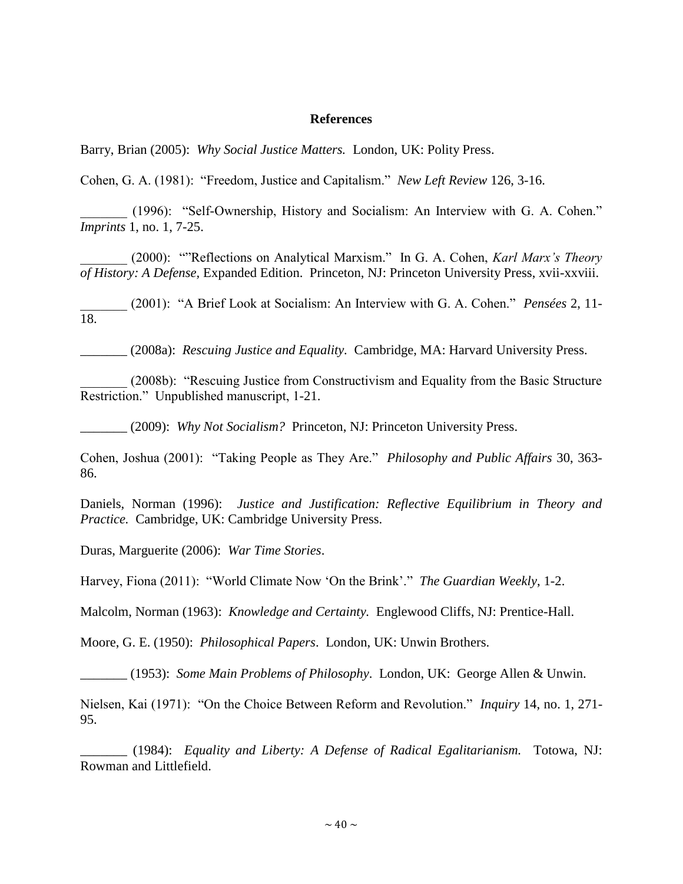**References**

Barry, Brian (2005): *Why Social Justice Matters.* London, UK: Polity Press.

Cohen, G. A. (1981): "Freedom, Justice and Capitalism." *New Left Review* 126, 3-16.

_______ (1996): "Self-Ownership, History and Socialism: An Interview with G. A. Cohen." *Imprints* 1, no. 1, 7-25.

_______ (2000): ""Reflections on Analytical Marxism." In G. A. Cohen, *Karl Marx's Theory of History: A Defense*, Expanded Edition. Princeton, NJ: Princeton University Press, xvii-xxviii.

_______ (2001): "A Brief Look at Socialism: An Interview with G. A. Cohen." *Pensées* 2, 11-18.

_______ (2008a): *Rescuing Justice and Equality*. Cambridge, MA: Harvard University Press.

_______ (2008b): "Rescuing Justice from Constructivism and Equality from the Basic Structure Restriction." Unpublished manuscript, 1-21.

_______ (2009): *Why Not Socialism?* Princeton, NJ: Princeton University Press.

Cohen, Joshua (2001): "Taking People as They Are." *Philosophy and Public Affairs* 30, 363-86.

Daniels, Norman (1996): *Justice and Justification: Reflective Equilibrium in Theory and Practice.* Cambridge, UK: Cambridge University Press.

Duras, Marguerite (2006): *War Time Stories*.

Harvey, Fiona (2011): "World Climate Now 'On the Brink'." *The Guardian Weekly*, 1-2.

Malcolm, Norman (1963): *Knowledge and Certainty.* Englewood Cliffs, NJ: Prentice-Hall.

Moore, G. E. (1950): *Philosophical Papers*. London, UK: Unwin Brothers.

_______ (1953): *Some Main Problems of Philosophy*. London, UK: George Allen & Unwin.

Nielsen, Kai (1971): "On the Choice Between Reform and Revolution." *Inquiry* 14, no. 1, 271-95.

_______ (1984): *Equality and Liberty: A Defense of Radical Egalitarianism.* Totowa, NJ: Rowman and Littlefield.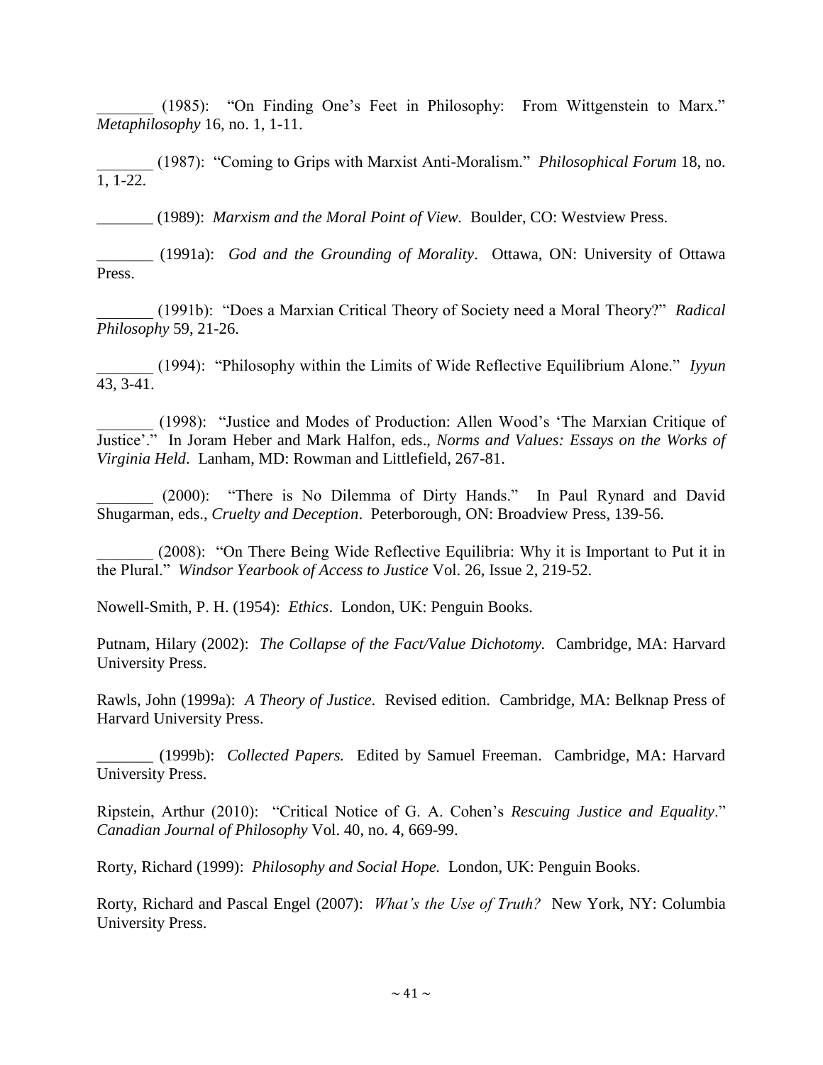_______ (1985): "On Finding One's Feet in Philosophy: From Wittgenstein to Marx." *Metaphilosophy* 16, no. 1, 1-11.

_______ (1987): "Coming to Grips with Marxist Anti-Moralism." *Philosophical Forum* 18, no. 1, 1-22.

_______ (1989): *Marxism and the Moral Point of View*. Boulder, CO: Westview Press.

_______ (1991a): *God and the Grounding of Morality*. Ottawa, ON: University of Ottawa Press.

_______ (1991b): "Does a Marxian Critical Theory of Society need a Moral Theory?" *Radical Philosophy* 59, 21-26.

_______ (1994): "Philosophy within the Limits of Wide Reflective Equilibrium Alone." *Iyyun* 43, 3-41.

_______ (1998): "Justice and Modes of Production: Allen Wood's 'The Marxian Critique of Justice'." In Joram Heber and Mark Halfon, eds., *Norms and Values: Essays on the Works of Virginia Held*. Lanham, MD: Rowman and Littlefield, 267-81.

_______ (2000): "There is No Dilemma of Dirty Hands." In Paul Rynard and David Shugarman, eds., *Cruelty and Deception*. Peterborough, ON: Broadview Press, 139-56.

_______ (2008): "On There Being Wide Reflective Equilibria: Why it is Important to Put it in the Plural." *Windsor Yearbook of Access to Justice* Vol. 26, Issue 2, 219-52.

Nowell-Smith, P. H. (1954): *Ethics*. London, UK: Penguin Books.

Putnam, Hilary (2002): *The Collapse of the Fact/Value Dichotomy.* Cambridge, MA: Harvard University Press.

Rawls, John (1999a): *A Theory of Justice*. Revised edition. Cambridge, MA: Belknap Press of Harvard University Press.

_______ (1999b): *Collected Papers.* Edited by Samuel Freeman. Cambridge, MA: Harvard University Press.

Ripstein, Arthur (2010): "Critical Notice of G. A. Cohen's *Rescuing Justice and Equality*." *Canadian Journal of Philosophy* Vol. 40, no. 4, 669-99.

Rorty, Richard (1999): *Philosophy and Social Hope.* London, UK: Penguin Books.

Rorty, Richard and Pascal Engel (2007): *What's the Use of Truth?* New York, NY: Columbia University Press.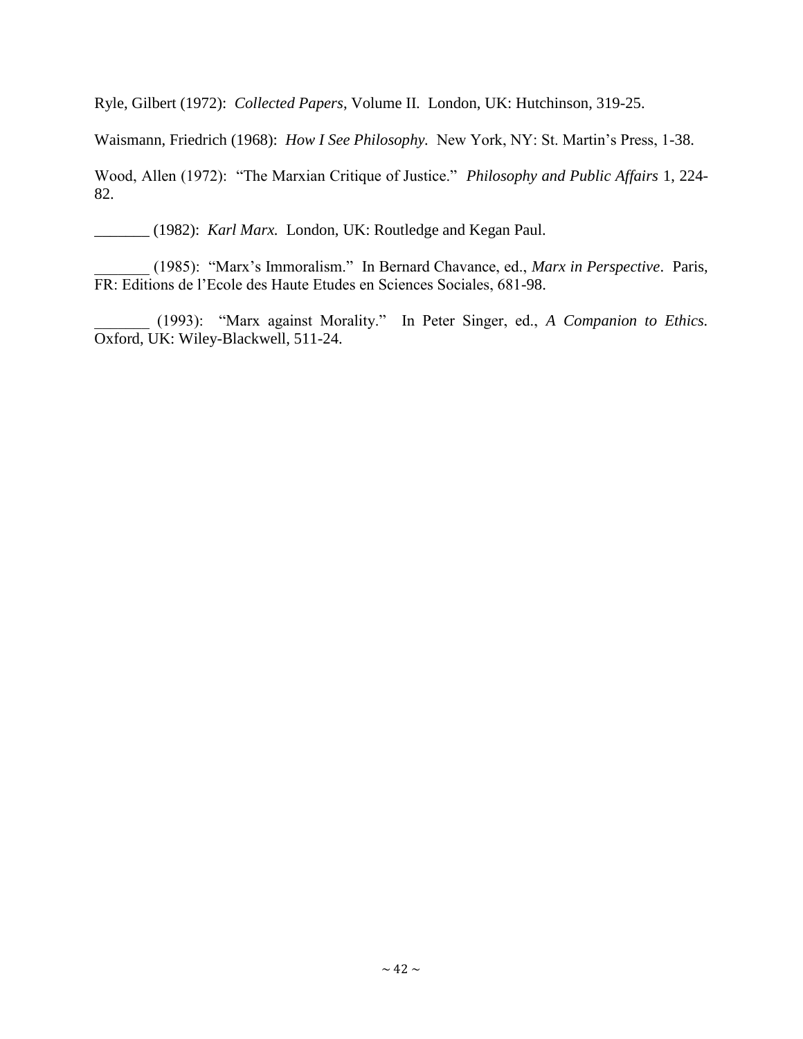Ryle, Gilbert (1972): *Collected Papers*, Volume II. London, UK: Hutchinson, 319-25.

Waismann, Friedrich (1968): *How I See Philosophy.* New York, NY: St. Martin's Press, 1-38.

Wood, Allen (1972): "The Marxian Critique of Justice." *Philosophy and Public Affairs* 1, 224-82.

_______ (1982): *Karl Marx.* London, UK: Routledge and Kegan Paul.

_______ (1985): "Marx's Immoralism." In Bernard Chavance, ed., *Marx in Perspective*. Paris, FR: Editions de l'Ecole des Haute Etudes en Sciences Sociales, 681-98.

_______ (1993): "Marx against Morality." In Peter Singer, ed., *A Companion to Ethics.* Oxford, UK: Wiley-Blackwell, 511-24.